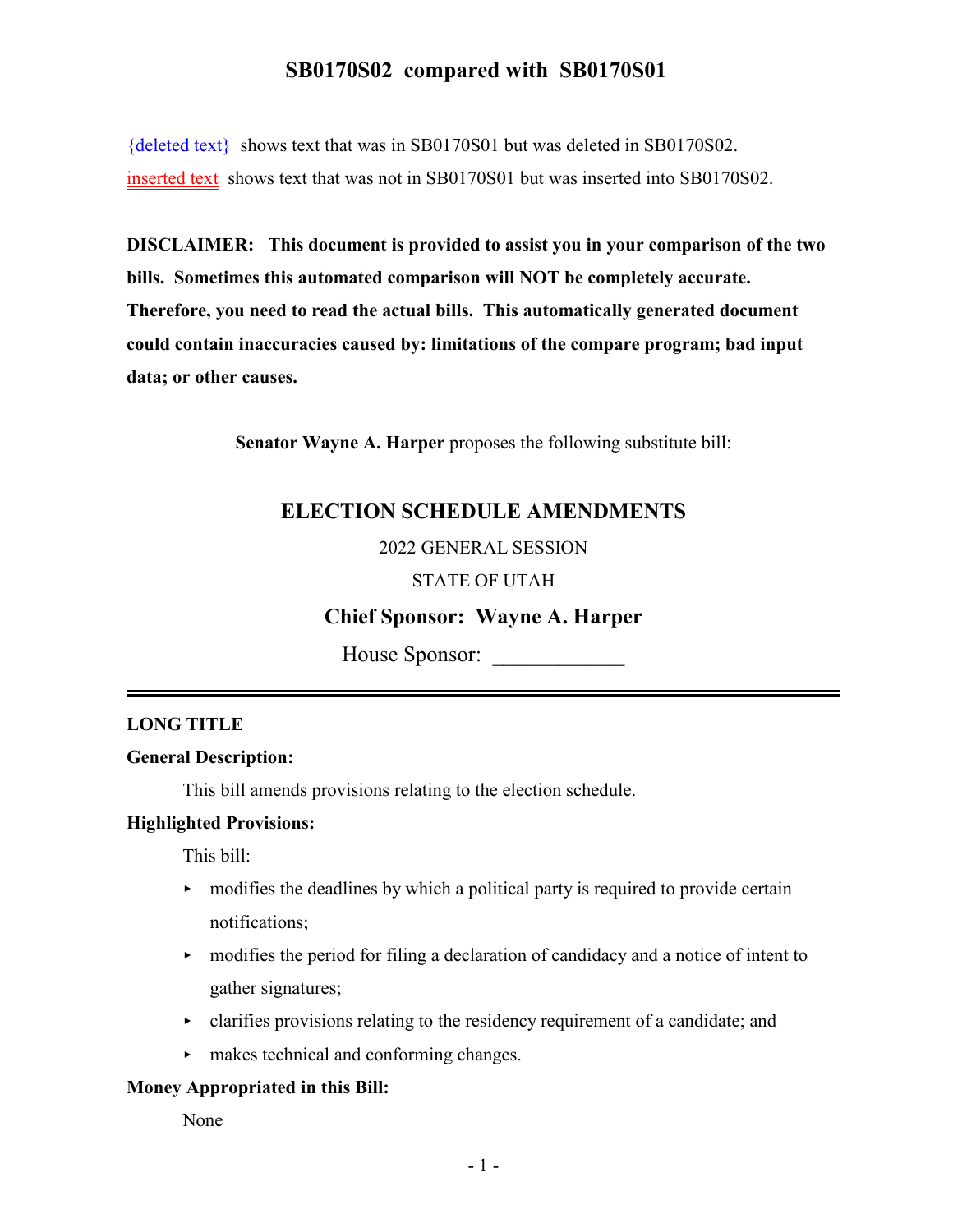# SB0170S02 compared with SB0170S01

~~{deleted text}~~ shows text that was in SB0170S01 but was deleted in SB0170S02.

inserted text shows text that was not in SB0170S01 but was inserted into SB0170S02.

**DISCLAIMER: This document is provided to assist you in your comparison of the two bills. Sometimes this automated comparison will NOT be completely accurate. Therefore, you need to read the actual bills. This automatically generated document could contain inaccuracies caused by: limitations of the compare program; bad input data; or other causes.**

**Senator Wayne A. Harper** proposes the following substitute bill:

## ELECTION SCHEDULE AMENDMENTS

2022 GENERAL SESSION

STATE OF UTAH

**Chief Sponsor: Wayne A. Harper**

House Sponsor: ____________

---

**LONG TITLE**

**General Description:**

This bill amends provisions relating to the election schedule.

**Highlighted Provisions:**

This bill:

- modifies the deadlines by which a political party is required to provide certain notifications;
- modifies the period for filing a declaration of candidacy and a notice of intent to gather signatures;
- clarifies provisions relating to the residency requirement of a candidate; and
- makes technical and conforming changes.

**Money Appropriated in this Bill:**

None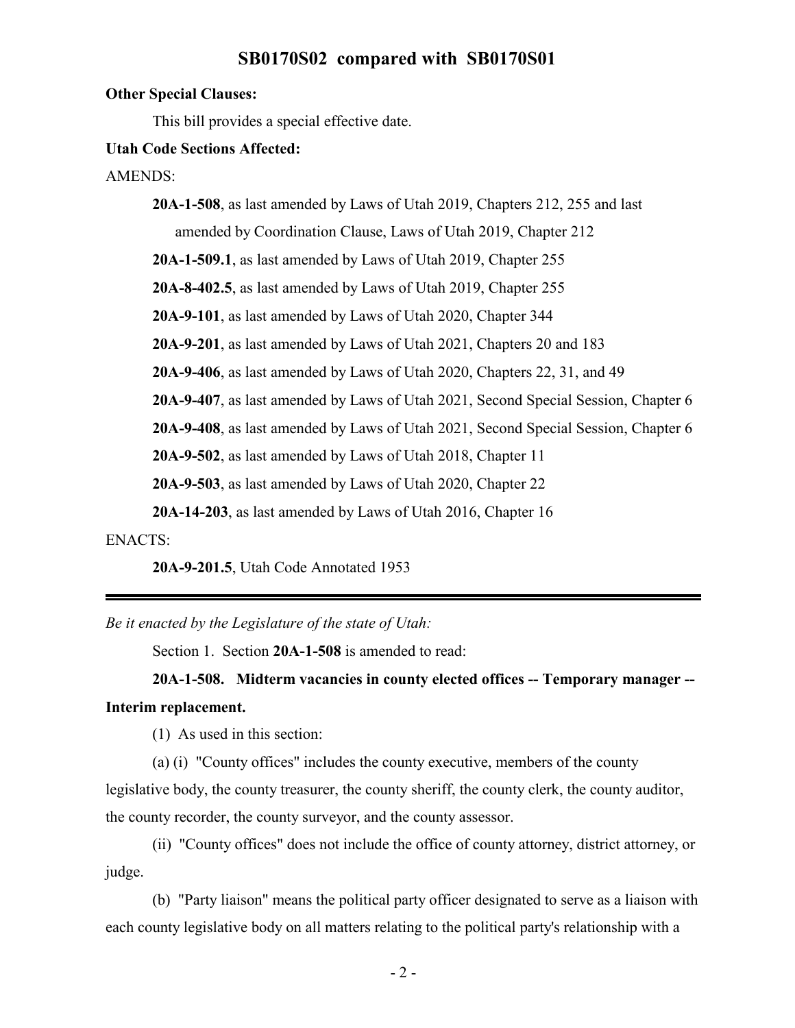**Other Special Clauses:**

This bill provides a special effective date.

**Utah Code Sections Affected:**

AMENDS:

**20A-1-508**, as last amended by Laws of Utah 2019, Chapters 212, 255 and last amended by Coordination Clause, Laws of Utah 2019, Chapter 212

**20A-1-509.1**, as last amended by Laws of Utah 2019, Chapter 255

**20A-8-402.5**, as last amended by Laws of Utah 2019, Chapter 255

**20A-9-101**, as last amended by Laws of Utah 2020, Chapter 344

**20A-9-201**, as last amended by Laws of Utah 2021, Chapters 20 and 183

**20A-9-406**, as last amended by Laws of Utah 2020, Chapters 22, 31, and 49

**20A-9-407**, as last amended by Laws of Utah 2021, Second Special Session, Chapter 6

**20A-9-408**, as last amended by Laws of Utah 2021, Second Special Session, Chapter 6

**20A-9-502**, as last amended by Laws of Utah 2018, Chapter 11

**20A-9-503**, as last amended by Laws of Utah 2020, Chapter 22

**20A-14-203**, as last amended by Laws of Utah 2016, Chapter 16

ENACTS:

**20A-9-201.5**, Utah Code Annotated 1953

---

*Be it enacted by the Legislature of the state of Utah:*

Section 1. Section **20A-1-508** is amended to read:

**20A-1-508. Midterm vacancies in county elected offices -- Temporary manager -- Interim replacement.**

(1) As used in this section:

(a) (i) "County offices" includes the county executive, members of the county legislative body, the county treasurer, the county sheriff, the county clerk, the county auditor, the county recorder, the county surveyor, and the county assessor.

(ii) "County offices" does not include the office of county attorney, district attorney, or judge.

(b) "Party liaison" means the political party officer designated to serve as a liaison with each county legislative body on all matters relating to the political party's relationship with a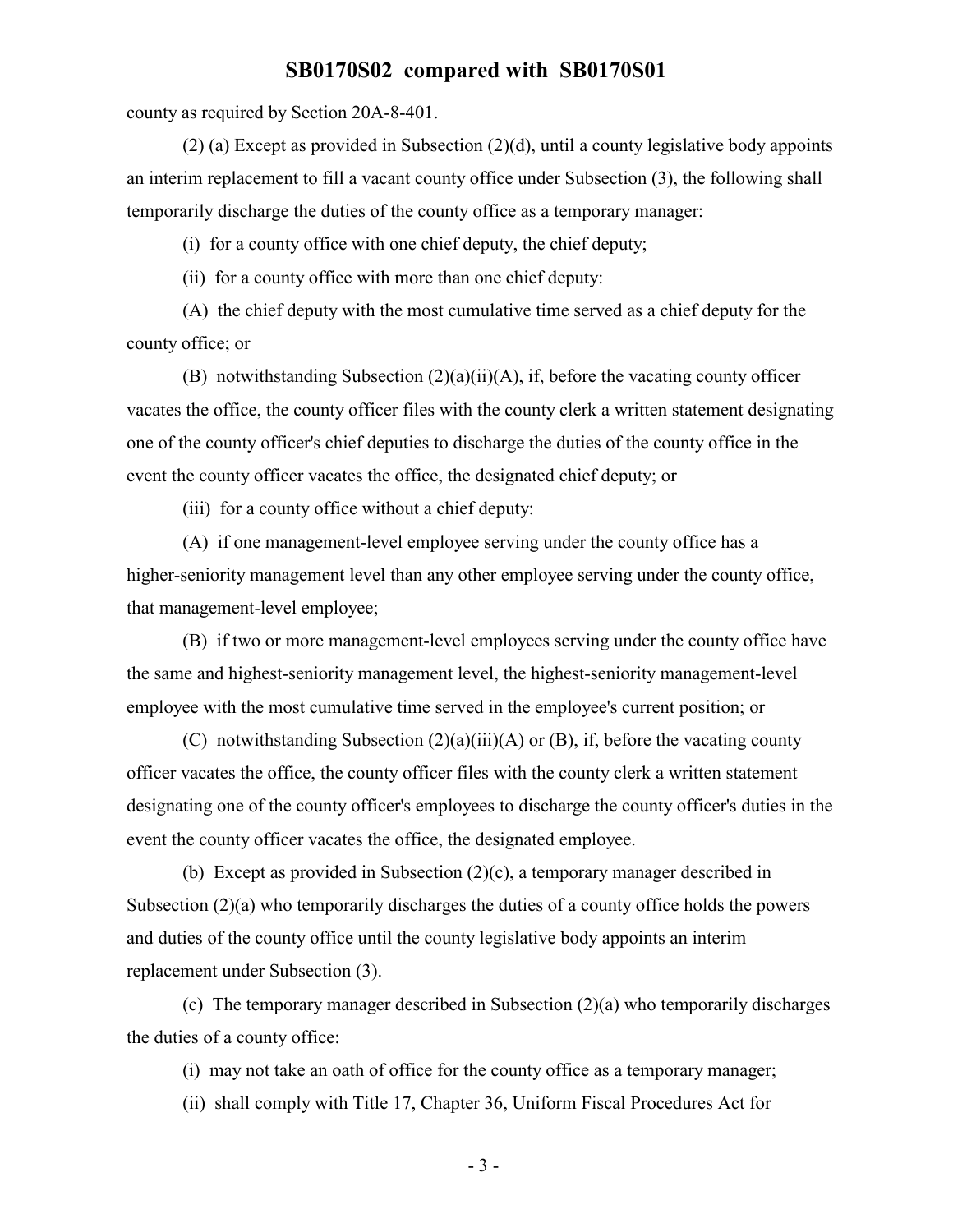county as required by Section 20A-8-401.

(2) (a) Except as provided in Subsection (2)(d), until a county legislative body appoints an interim replacement to fill a vacant county office under Subsection (3), the following shall temporarily discharge the duties of the county office as a temporary manager:

(i) for a county office with one chief deputy, the chief deputy;

(ii) for a county office with more than one chief deputy:

(A) the chief deputy with the most cumulative time served as a chief deputy for the county office; or

(B) notwithstanding Subsection (2)(a)(ii)(A), if, before the vacating county officer vacates the office, the county officer files with the county clerk a written statement designating one of the county officer's chief deputies to discharge the duties of the county office in the event the county officer vacates the office, the designated chief deputy; or

(iii) for a county office without a chief deputy:

(A) if one management-level employee serving under the county office has a higher-seniority management level than any other employee serving under the county office, that management-level employee;

(B) if two or more management-level employees serving under the county office have the same and highest-seniority management level, the highest-seniority management-level employee with the most cumulative time served in the employee's current position; or

(C) notwithstanding Subsection (2)(a)(iii)(A) or (B), if, before the vacating county officer vacates the office, the county officer files with the county clerk a written statement designating one of the county officer's employees to discharge the county officer's duties in the event the county officer vacates the office, the designated employee.

(b) Except as provided in Subsection (2)(c), a temporary manager described in Subsection (2)(a) who temporarily discharges the duties of a county office holds the powers and duties of the county office until the county legislative body appoints an interim replacement under Subsection (3).

(c) The temporary manager described in Subsection (2)(a) who temporarily discharges the duties of a county office:

(i) may not take an oath of office for the county office as a temporary manager;

(ii) shall comply with Title 17, Chapter 36, Uniform Fiscal Procedures Act for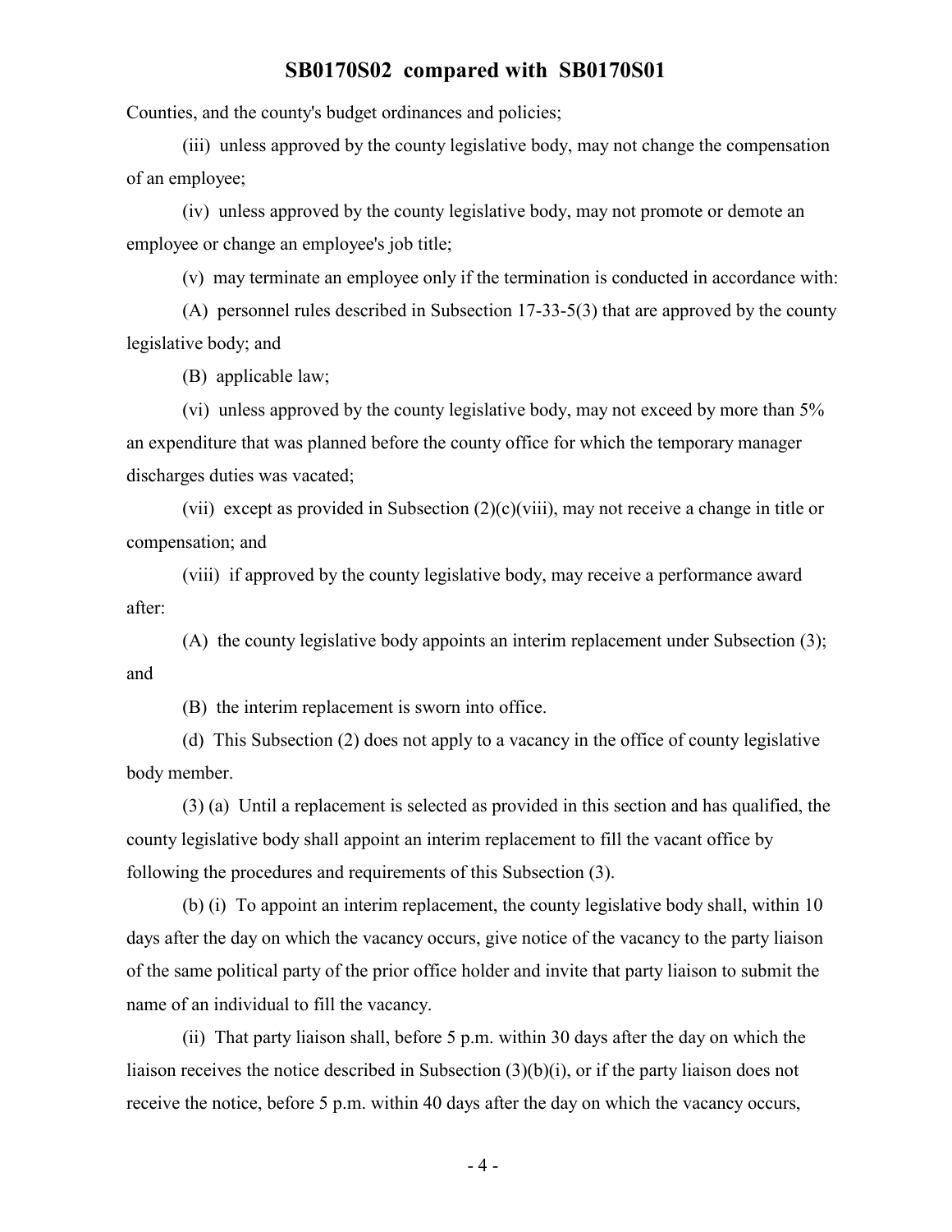Counties, and the county's budget ordinances and policies;

(iii) unless approved by the county legislative body, may not change the compensation of an employee;

(iv) unless approved by the county legislative body, may not promote or demote an employee or change an employee's job title;

(v) may terminate an employee only if the termination is conducted in accordance with:

(A) personnel rules described in Subsection 17-33-5(3) that are approved by the county legislative body; and

(B) applicable law;

(vi) unless approved by the county legislative body, may not exceed by more than 5% an expenditure that was planned before the county office for which the temporary manager discharges duties was vacated;

(vii) except as provided in Subsection (2)(c)(viii), may not receive a change in title or compensation; and

(viii) if approved by the county legislative body, may receive a performance award after:

(A) the county legislative body appoints an interim replacement under Subsection (3); and

(B) the interim replacement is sworn into office.

(d) This Subsection (2) does not apply to a vacancy in the office of county legislative body member.

(3) (a) Until a replacement is selected as provided in this section and has qualified, the county legislative body shall appoint an interim replacement to fill the vacant office by following the procedures and requirements of this Subsection (3).

(b) (i) To appoint an interim replacement, the county legislative body shall, within 10 days after the day on which the vacancy occurs, give notice of the vacancy to the party liaison of the same political party of the prior office holder and invite that party liaison to submit the name of an individual to fill the vacancy.

(ii) That party liaison shall, before 5 p.m. within 30 days after the day on which the liaison receives the notice described in Subsection (3)(b)(i), or if the party liaison does not receive the notice, before 5 p.m. within 40 days after the day on which the vacancy occurs,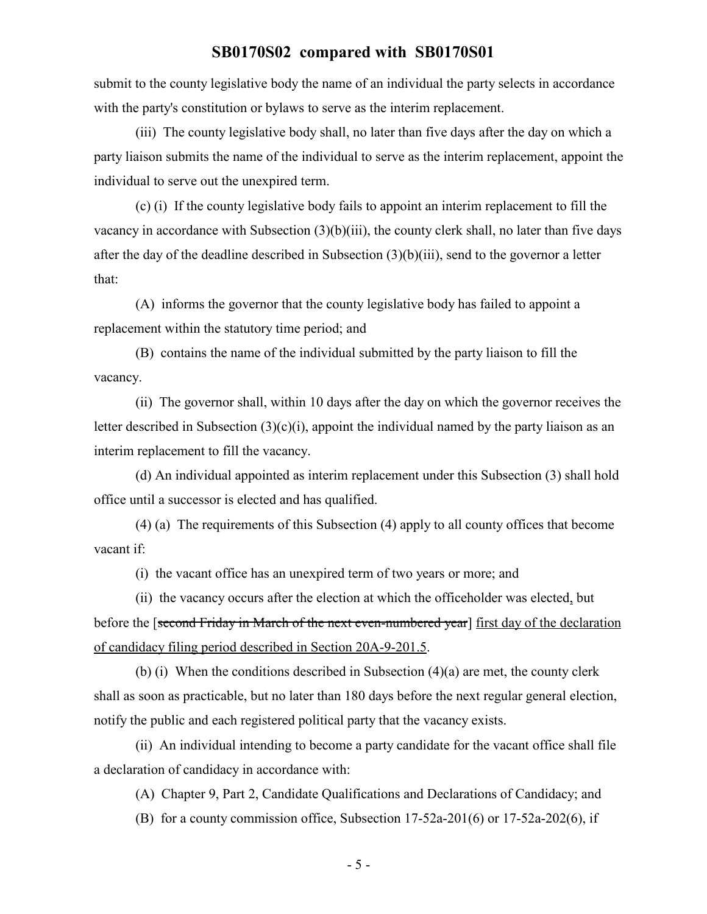submit to the county legislative body the name of an individual the party selects in accordance with the party's constitution or bylaws to serve as the interim replacement.

(iii) The county legislative body shall, no later than five days after the day on which a party liaison submits the name of the individual to serve as the interim replacement, appoint the individual to serve out the unexpired term.

(c) (i) If the county legislative body fails to appoint an interim replacement to fill the vacancy in accordance with Subsection (3)(b)(iii), the county clerk shall, no later than five days after the day of the deadline described in Subsection (3)(b)(iii), send to the governor a letter that:

(A) informs the governor that the county legislative body has failed to appoint a replacement within the statutory time period; and

(B) contains the name of the individual submitted by the party liaison to fill the vacancy.

(ii) The governor shall, within 10 days after the day on which the governor receives the letter described in Subsection (3)(c)(i), appoint the individual named by the party liaison as an interim replacement to fill the vacancy.

(d) An individual appointed as interim replacement under this Subsection (3) shall hold office until a successor is elected and has qualified.

(4) (a) The requirements of this Subsection (4) apply to all county offices that become vacant if:

(i) the vacant office has an unexpired term of two years or more; and

(ii) the vacancy occurs after the election at which the officeholder was elected, but before the [~~second Friday in March of the next even-numbered year~~] first day of the declaration of candidacy filing period described in Section 20A-9-201.5.

(b) (i) When the conditions described in Subsection (4)(a) are met, the county clerk shall as soon as practicable, but no later than 180 days before the next regular general election, notify the public and each registered political party that the vacancy exists.

(ii) An individual intending to become a party candidate for the vacant office shall file a declaration of candidacy in accordance with:

(A) Chapter 9, Part 2, Candidate Qualifications and Declarations of Candidacy; and

(B) for a county commission office, Subsection 17-52a-201(6) or 17-52a-202(6), if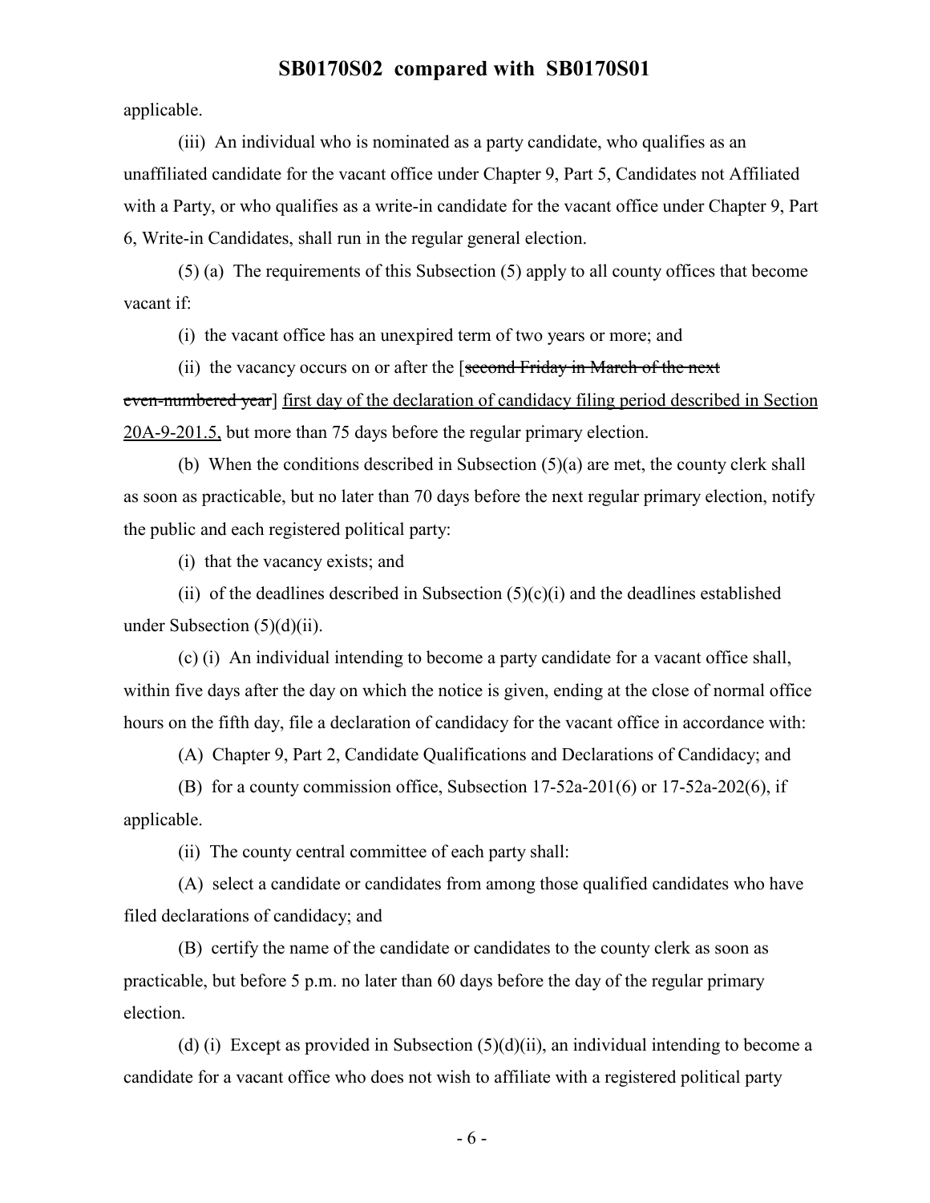applicable.

(iii) An individual who is nominated as a party candidate, who qualifies as an unaffiliated candidate for the vacant office under Chapter 9, Part 5, Candidates not Affiliated with a Party, or who qualifies as a write-in candidate for the vacant office under Chapter 9, Part 6, Write-in Candidates, shall run in the regular general election.

(5) (a) The requirements of this Subsection (5) apply to all county offices that become vacant if:

(i) the vacant office has an unexpired term of two years or more; and

(ii) the vacancy occurs on or after the [~~second Friday in March of the next even-numbered year~~] <u>first day of the declaration of candidacy filing period described in Section 20A-9-201.5,</u> but more than 75 days before the regular primary election.

(b) When the conditions described in Subsection (5)(a) are met, the county clerk shall as soon as practicable, but no later than 70 days before the next regular primary election, notify the public and each registered political party:

(i) that the vacancy exists; and

(ii) of the deadlines described in Subsection (5)(c)(i) and the deadlines established under Subsection (5)(d)(ii).

(c) (i) An individual intending to become a party candidate for a vacant office shall, within five days after the day on which the notice is given, ending at the close of normal office hours on the fifth day, file a declaration of candidacy for the vacant office in accordance with:

(A) Chapter 9, Part 2, Candidate Qualifications and Declarations of Candidacy; and

(B) for a county commission office, Subsection 17-52a-201(6) or 17-52a-202(6), if applicable.

(ii) The county central committee of each party shall:

(A) select a candidate or candidates from among those qualified candidates who have filed declarations of candidacy; and

(B) certify the name of the candidate or candidates to the county clerk as soon as practicable, but before 5 p.m. no later than 60 days before the day of the regular primary election.

(d) (i) Except as provided in Subsection (5)(d)(ii), an individual intending to become a candidate for a vacant office who does not wish to affiliate with a registered political party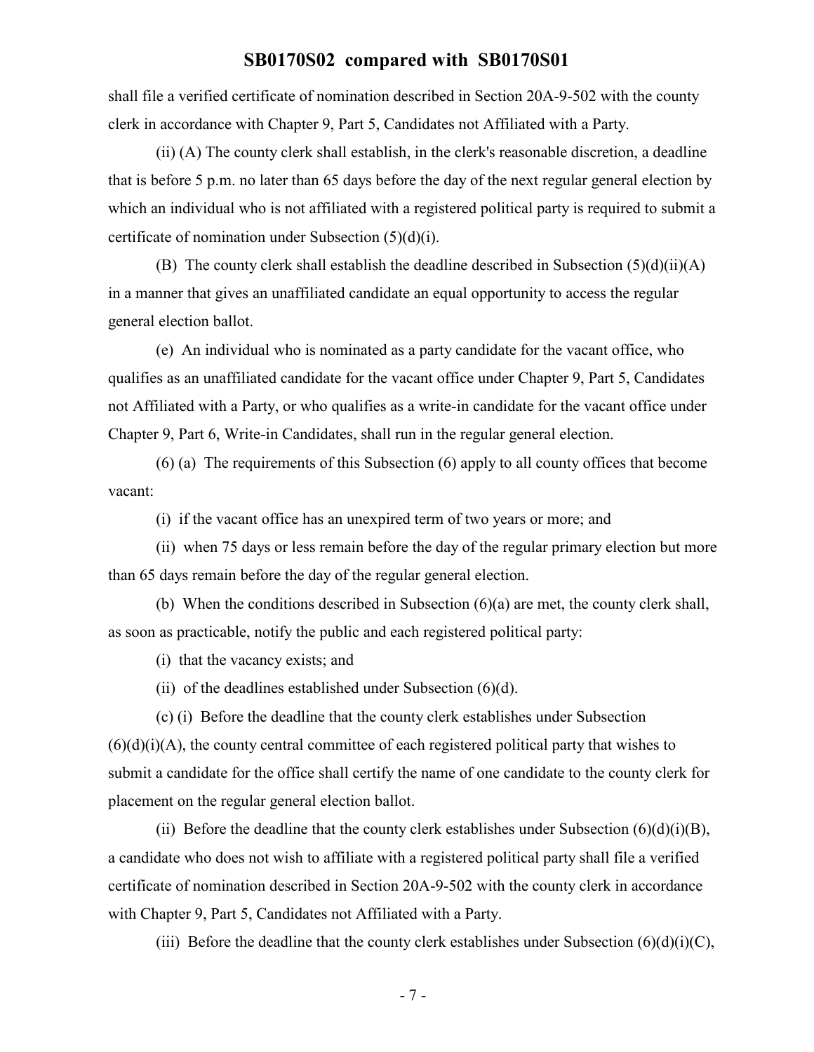shall file a verified certificate of nomination described in Section 20A-9-502 with the county clerk in accordance with Chapter 9, Part 5, Candidates not Affiliated with a Party.

(ii) (A) The county clerk shall establish, in the clerk's reasonable discretion, a deadline that is before 5 p.m. no later than 65 days before the day of the next regular general election by which an individual who is not affiliated with a registered political party is required to submit a certificate of nomination under Subsection (5)(d)(i).

(B) The county clerk shall establish the deadline described in Subsection (5)(d)(ii)(A) in a manner that gives an unaffiliated candidate an equal opportunity to access the regular general election ballot.

(e) An individual who is nominated as a party candidate for the vacant office, who qualifies as an unaffiliated candidate for the vacant office under Chapter 9, Part 5, Candidates not Affiliated with a Party, or who qualifies as a write-in candidate for the vacant office under Chapter 9, Part 6, Write-in Candidates, shall run in the regular general election.

(6) (a) The requirements of this Subsection (6) apply to all county offices that become vacant:

(i) if the vacant office has an unexpired term of two years or more; and

(ii) when 75 days or less remain before the day of the regular primary election but more than 65 days remain before the day of the regular general election.

(b) When the conditions described in Subsection (6)(a) are met, the county clerk shall, as soon as practicable, notify the public and each registered political party:

(i) that the vacancy exists; and

(ii) of the deadlines established under Subsection (6)(d).

(c) (i) Before the deadline that the county clerk establishes under Subsection (6)(d)(i)(A), the county central committee of each registered political party that wishes to submit a candidate for the office shall certify the name of one candidate to the county clerk for placement on the regular general election ballot.

(ii) Before the deadline that the county clerk establishes under Subsection (6)(d)(i)(B), a candidate who does not wish to affiliate with a registered political party shall file a verified certificate of nomination described in Section 20A-9-502 with the county clerk in accordance with Chapter 9, Part 5, Candidates not Affiliated with a Party.

(iii) Before the deadline that the county clerk establishes under Subsection (6)(d)(i)(C),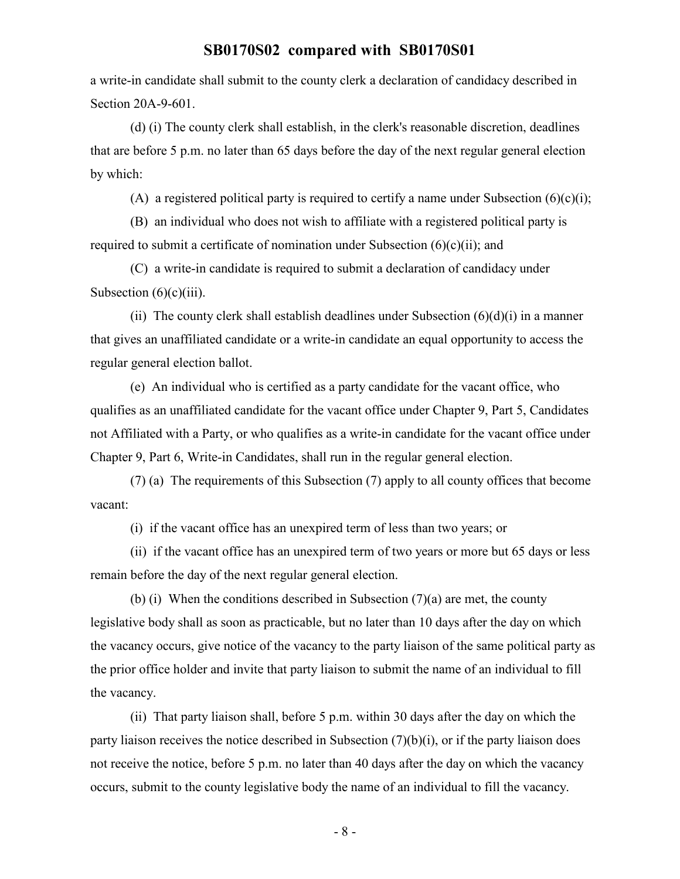a write-in candidate shall submit to the county clerk a declaration of candidacy described in Section 20A-9-601.

(d) (i) The county clerk shall establish, in the clerk's reasonable discretion, deadlines that are before 5 p.m. no later than 65 days before the day of the next regular general election by which:

(A) a registered political party is required to certify a name under Subsection (6)(c)(i);

(B) an individual who does not wish to affiliate with a registered political party is required to submit a certificate of nomination under Subsection (6)(c)(ii); and

(C) a write-in candidate is required to submit a declaration of candidacy under Subsection (6)(c)(iii).

(ii) The county clerk shall establish deadlines under Subsection (6)(d)(i) in a manner that gives an unaffiliated candidate or a write-in candidate an equal opportunity to access the regular general election ballot.

(e) An individual who is certified as a party candidate for the vacant office, who qualifies as an unaffiliated candidate for the vacant office under Chapter 9, Part 5, Candidates not Affiliated with a Party, or who qualifies as a write-in candidate for the vacant office under Chapter 9, Part 6, Write-in Candidates, shall run in the regular general election.

(7) (a) The requirements of this Subsection (7) apply to all county offices that become vacant:

(i) if the vacant office has an unexpired term of less than two years; or

(ii) if the vacant office has an unexpired term of two years or more but 65 days or less remain before the day of the next regular general election.

(b) (i) When the conditions described in Subsection (7)(a) are met, the county legislative body shall as soon as practicable, but no later than 10 days after the day on which the vacancy occurs, give notice of the vacancy to the party liaison of the same political party as the prior office holder and invite that party liaison to submit the name of an individual to fill the vacancy.

(ii) That party liaison shall, before 5 p.m. within 30 days after the day on which the party liaison receives the notice described in Subsection (7)(b)(i), or if the party liaison does not receive the notice, before 5 p.m. no later than 40 days after the day on which the vacancy occurs, submit to the county legislative body the name of an individual to fill the vacancy.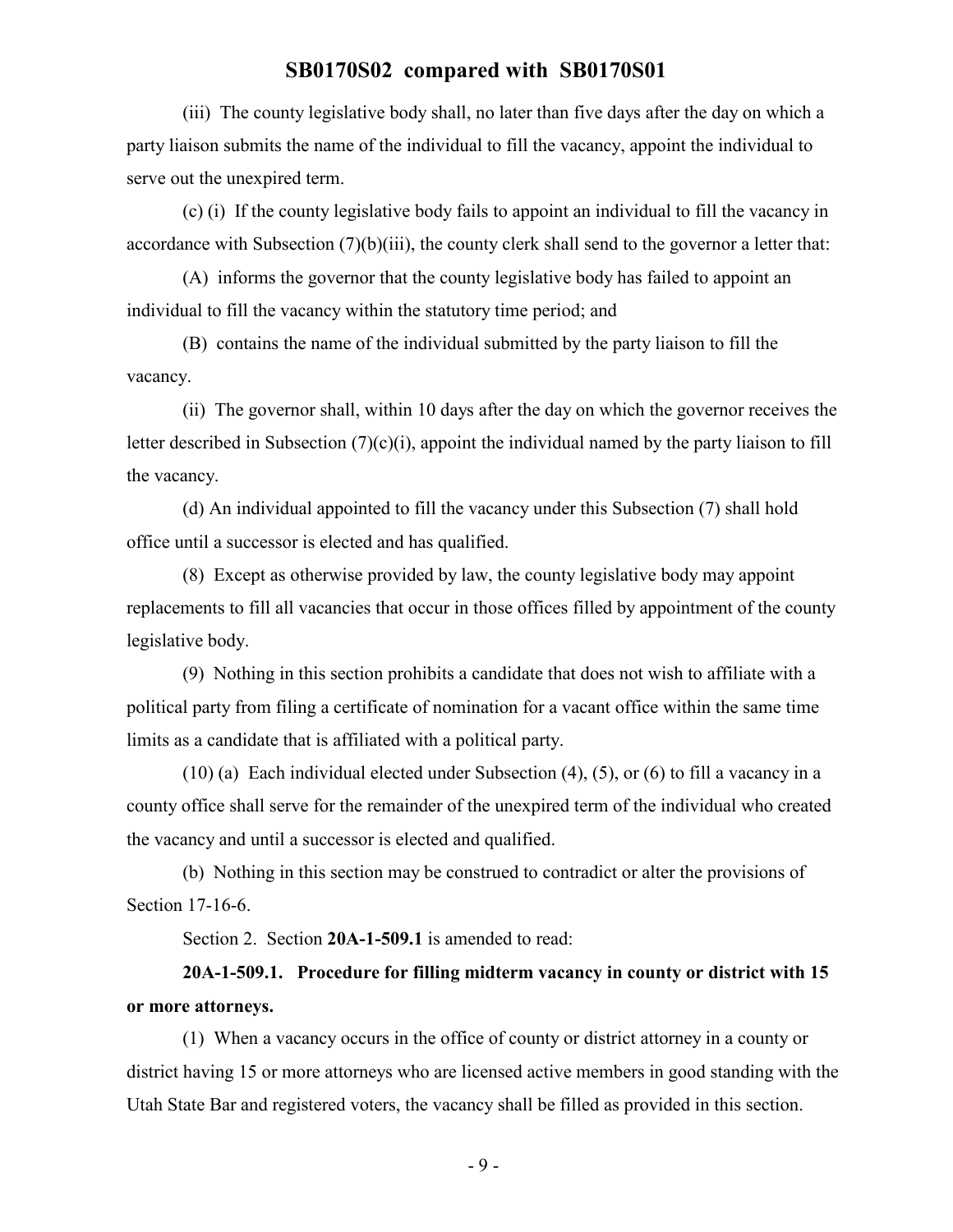(iii) The county legislative body shall, no later than five days after the day on which a party liaison submits the name of the individual to fill the vacancy, appoint the individual to serve out the unexpired term.

(c) (i) If the county legislative body fails to appoint an individual to fill the vacancy in accordance with Subsection (7)(b)(iii), the county clerk shall send to the governor a letter that:

(A) informs the governor that the county legislative body has failed to appoint an individual to fill the vacancy within the statutory time period; and

(B) contains the name of the individual submitted by the party liaison to fill the vacancy.

(ii) The governor shall, within 10 days after the day on which the governor receives the letter described in Subsection (7)(c)(i), appoint the individual named by the party liaison to fill the vacancy.

(d) An individual appointed to fill the vacancy under this Subsection (7) shall hold office until a successor is elected and has qualified.

(8) Except as otherwise provided by law, the county legislative body may appoint replacements to fill all vacancies that occur in those offices filled by appointment of the county legislative body.

(9) Nothing in this section prohibits a candidate that does not wish to affiliate with a political party from filing a certificate of nomination for a vacant office within the same time limits as a candidate that is affiliated with a political party.

(10) (a) Each individual elected under Subsection (4), (5), or (6) to fill a vacancy in a county office shall serve for the remainder of the unexpired term of the individual who created the vacancy and until a successor is elected and qualified.

(b) Nothing in this section may be construed to contradict or alter the provisions of Section 17-16-6.

Section 2. Section **20A-1-509.1** is amended to read:

**20A-1-509.1. Procedure for filling midterm vacancy in county or district with 15 or more attorneys.**

(1) When a vacancy occurs in the office of county or district attorney in a county or district having 15 or more attorneys who are licensed active members in good standing with the Utah State Bar and registered voters, the vacancy shall be filled as provided in this section.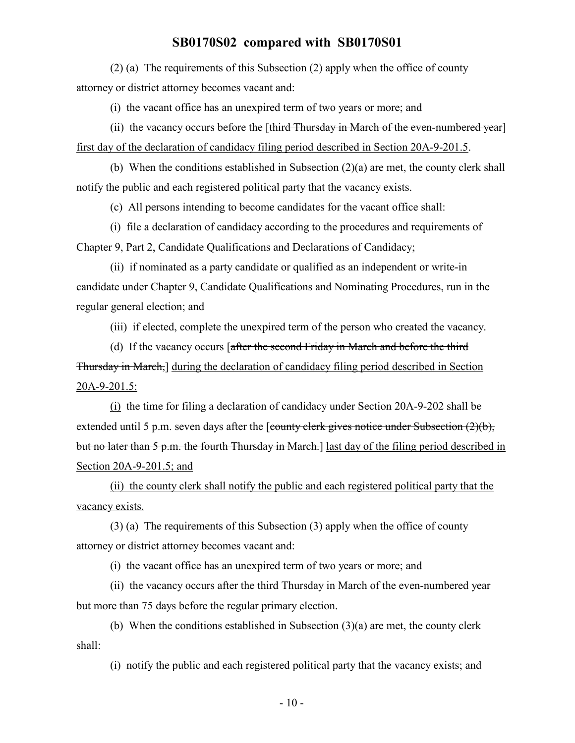(2) (a) The requirements of this Subsection (2) apply when the office of county attorney or district attorney becomes vacant and:

(i) the vacant office has an unexpired term of two years or more; and

(ii) the vacancy occurs before the [~~third Thursday in March of the even-numbered year~~] <u>first day of the declaration of candidacy filing period described in Section 20A-9-201.5</u>.

(b) When the conditions established in Subsection (2)(a) are met, the county clerk shall notify the public and each registered political party that the vacancy exists.

(c) All persons intending to become candidates for the vacant office shall:

(i) file a declaration of candidacy according to the procedures and requirements of Chapter 9, Part 2, Candidate Qualifications and Declarations of Candidacy;

(ii) if nominated as a party candidate or qualified as an independent or write-in candidate under Chapter 9, Candidate Qualifications and Nominating Procedures, run in the regular general election; and

(iii) if elected, complete the unexpired term of the person who created the vacancy.

(d) If the vacancy occurs [~~after the second Friday in March and before the third Thursday in March,~~] <u>during the declaration of candidacy filing period described in Section 20A-9-201.5:</u>

<u>(i)</u> the time for filing a declaration of candidacy under Section 20A-9-202 shall be extended until 5 p.m. seven days after the [~~county clerk gives notice under Subsection (2)(b), but no later than 5 p.m. the fourth Thursday in March.~~] <u>last day of the filing period described in Section 20A-9-201.5; and</u>

<u>(ii) the county clerk shall notify the public and each registered political party that the vacancy exists.</u>

(3) (a) The requirements of this Subsection (3) apply when the office of county attorney or district attorney becomes vacant and:

(i) the vacant office has an unexpired term of two years or more; and

(ii) the vacancy occurs after the third Thursday in March of the even-numbered year but more than 75 days before the regular primary election.

(b) When the conditions established in Subsection (3)(a) are met, the county clerk shall:

(i) notify the public and each registered political party that the vacancy exists; and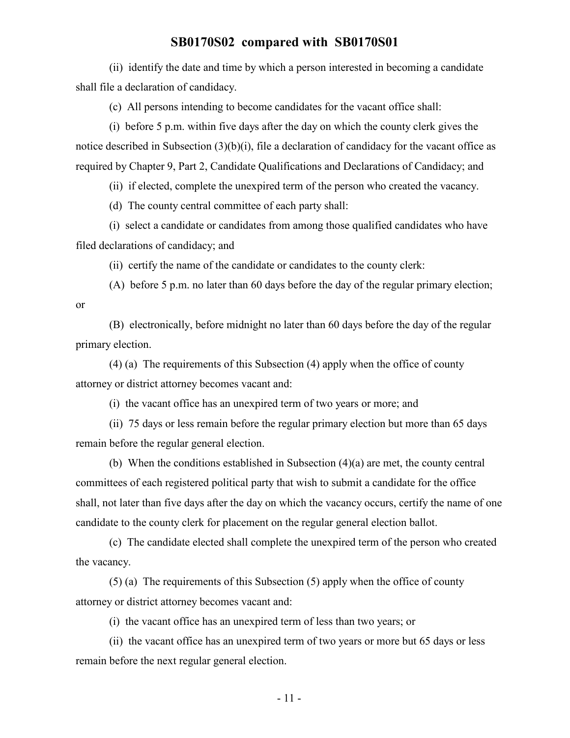(ii) identify the date and time by which a person interested in becoming a candidate shall file a declaration of candidacy.

(c) All persons intending to become candidates for the vacant office shall:

(i) before 5 p.m. within five days after the day on which the county clerk gives the notice described in Subsection (3)(b)(i), file a declaration of candidacy for the vacant office as required by Chapter 9, Part 2, Candidate Qualifications and Declarations of Candidacy; and

(ii) if elected, complete the unexpired term of the person who created the vacancy.

(d) The county central committee of each party shall:

(i) select a candidate or candidates from among those qualified candidates who have filed declarations of candidacy; and

(ii) certify the name of the candidate or candidates to the county clerk:

(A) before 5 p.m. no later than 60 days before the day of the regular primary election; or

(B) electronically, before midnight no later than 60 days before the day of the regular primary election.

(4) (a) The requirements of this Subsection (4) apply when the office of county attorney or district attorney becomes vacant and:

(i) the vacant office has an unexpired term of two years or more; and

(ii) 75 days or less remain before the regular primary election but more than 65 days remain before the regular general election.

(b) When the conditions established in Subsection (4)(a) are met, the county central committees of each registered political party that wish to submit a candidate for the office shall, not later than five days after the day on which the vacancy occurs, certify the name of one candidate to the county clerk for placement on the regular general election ballot.

(c) The candidate elected shall complete the unexpired term of the person who created the vacancy.

(5) (a) The requirements of this Subsection (5) apply when the office of county attorney or district attorney becomes vacant and:

(i) the vacant office has an unexpired term of less than two years; or

(ii) the vacant office has an unexpired term of two years or more but 65 days or less remain before the next regular general election.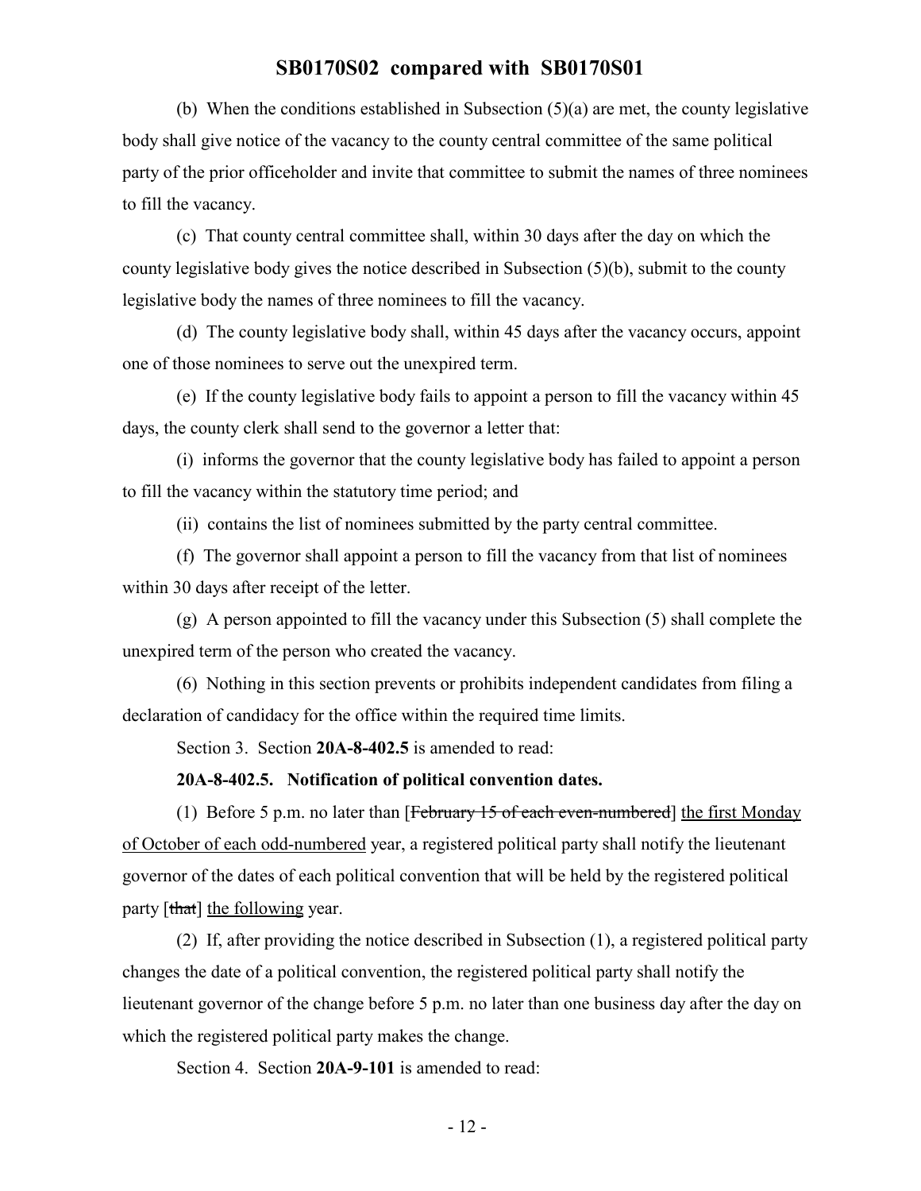(b) When the conditions established in Subsection (5)(a) are met, the county legislative body shall give notice of the vacancy to the county central committee of the same political party of the prior officeholder and invite that committee to submit the names of three nominees to fill the vacancy.

(c) That county central committee shall, within 30 days after the day on which the county legislative body gives the notice described in Subsection (5)(b), submit to the county legislative body the names of three nominees to fill the vacancy.

(d) The county legislative body shall, within 45 days after the vacancy occurs, appoint one of those nominees to serve out the unexpired term.

(e) If the county legislative body fails to appoint a person to fill the vacancy within 45 days, the county clerk shall send to the governor a letter that:

(i) informs the governor that the county legislative body has failed to appoint a person to fill the vacancy within the statutory time period; and

(ii) contains the list of nominees submitted by the party central committee.

(f) The governor shall appoint a person to fill the vacancy from that list of nominees within 30 days after receipt of the letter.

(g) A person appointed to fill the vacancy under this Subsection (5) shall complete the unexpired term of the person who created the vacancy.

(6) Nothing in this section prevents or prohibits independent candidates from filing a declaration of candidacy for the office within the required time limits.

Section 3. Section **20A-8-402.5** is amended to read:

**20A-8-402.5. Notification of political convention dates.**

(1) Before 5 p.m. no later than [~~February 15 of each even-numbered~~] <u>the first Monday of October of each odd-numbered</u> year, a registered political party shall notify the lieutenant governor of the dates of each political convention that will be held by the registered political party [~~that~~] <u>the following</u> year.

(2) If, after providing the notice described in Subsection (1), a registered political party changes the date of a political convention, the registered political party shall notify the lieutenant governor of the change before 5 p.m. no later than one business day after the day on which the registered political party makes the change.

Section 4. Section **20A-9-101** is amended to read: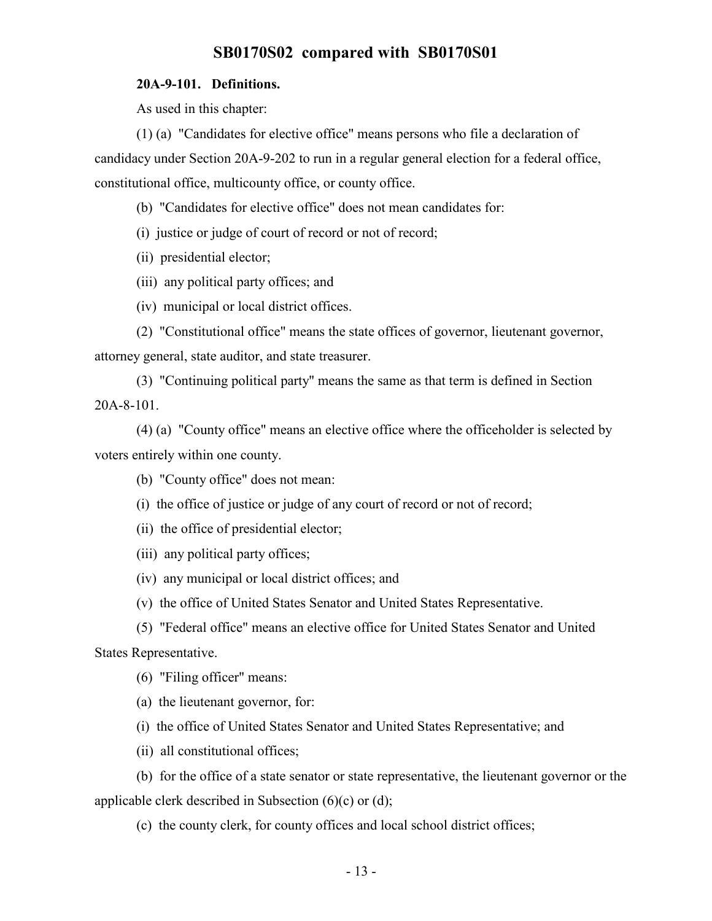**20A-9-101. Definitions.**

As used in this chapter:

(1) (a) "Candidates for elective office" means persons who file a declaration of candidacy under Section 20A-9-202 to run in a regular general election for a federal office, constitutional office, multicounty office, or county office.

(b) "Candidates for elective office" does not mean candidates for:

(i) justice or judge of court of record or not of record;

(ii) presidential elector;

(iii) any political party offices; and

(iv) municipal or local district offices.

(2) "Constitutional office" means the state offices of governor, lieutenant governor, attorney general, state auditor, and state treasurer.

(3) "Continuing political party" means the same as that term is defined in Section 20A-8-101.

(4) (a) "County office" means an elective office where the officeholder is selected by voters entirely within one county.

(b) "County office" does not mean:

(i) the office of justice or judge of any court of record or not of record;

(ii) the office of presidential elector;

(iii) any political party offices;

(iv) any municipal or local district offices; and

(v) the office of United States Senator and United States Representative.

(5) "Federal office" means an elective office for United States Senator and United States Representative.

(6) "Filing officer" means:

(a) the lieutenant governor, for:

(i) the office of United States Senator and United States Representative; and

(ii) all constitutional offices;

(b) for the office of a state senator or state representative, the lieutenant governor or the applicable clerk described in Subsection (6)(c) or (d);

(c) the county clerk, for county offices and local school district offices;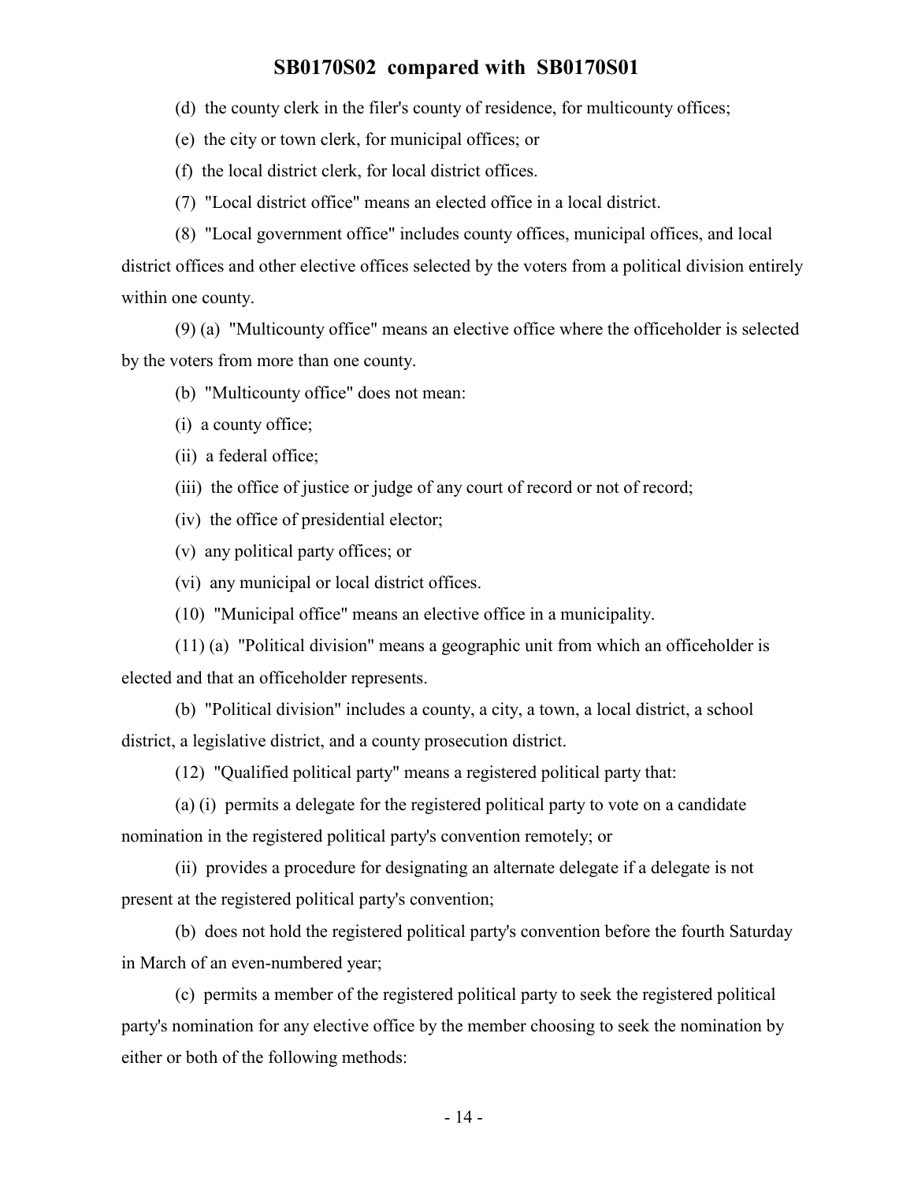(d) the county clerk in the filer's county of residence, for multicounty offices;

(e) the city or town clerk, for municipal offices; or

(f) the local district clerk, for local district offices.

(7) "Local district office" means an elected office in a local district.

(8) "Local government office" includes county offices, municipal offices, and local district offices and other elective offices selected by the voters from a political division entirely within one county.

(9) (a) "Multicounty office" means an elective office where the officeholder is selected by the voters from more than one county.

(b) "Multicounty office" does not mean:

(i) a county office;

(ii) a federal office;

(iii) the office of justice or judge of any court of record or not of record;

(iv) the office of presidential elector;

(v) any political party offices; or

(vi) any municipal or local district offices.

(10) "Municipal office" means an elective office in a municipality.

(11) (a) "Political division" means a geographic unit from which an officeholder is elected and that an officeholder represents.

(b) "Political division" includes a county, a city, a town, a local district, a school district, a legislative district, and a county prosecution district.

(12) "Qualified political party" means a registered political party that:

(a) (i) permits a delegate for the registered political party to vote on a candidate nomination in the registered political party's convention remotely; or

(ii) provides a procedure for designating an alternate delegate if a delegate is not present at the registered political party's convention;

(b) does not hold the registered political party's convention before the fourth Saturday in March of an even-numbered year;

(c) permits a member of the registered political party to seek the registered political party's nomination for any elective office by the member choosing to seek the nomination by either or both of the following methods: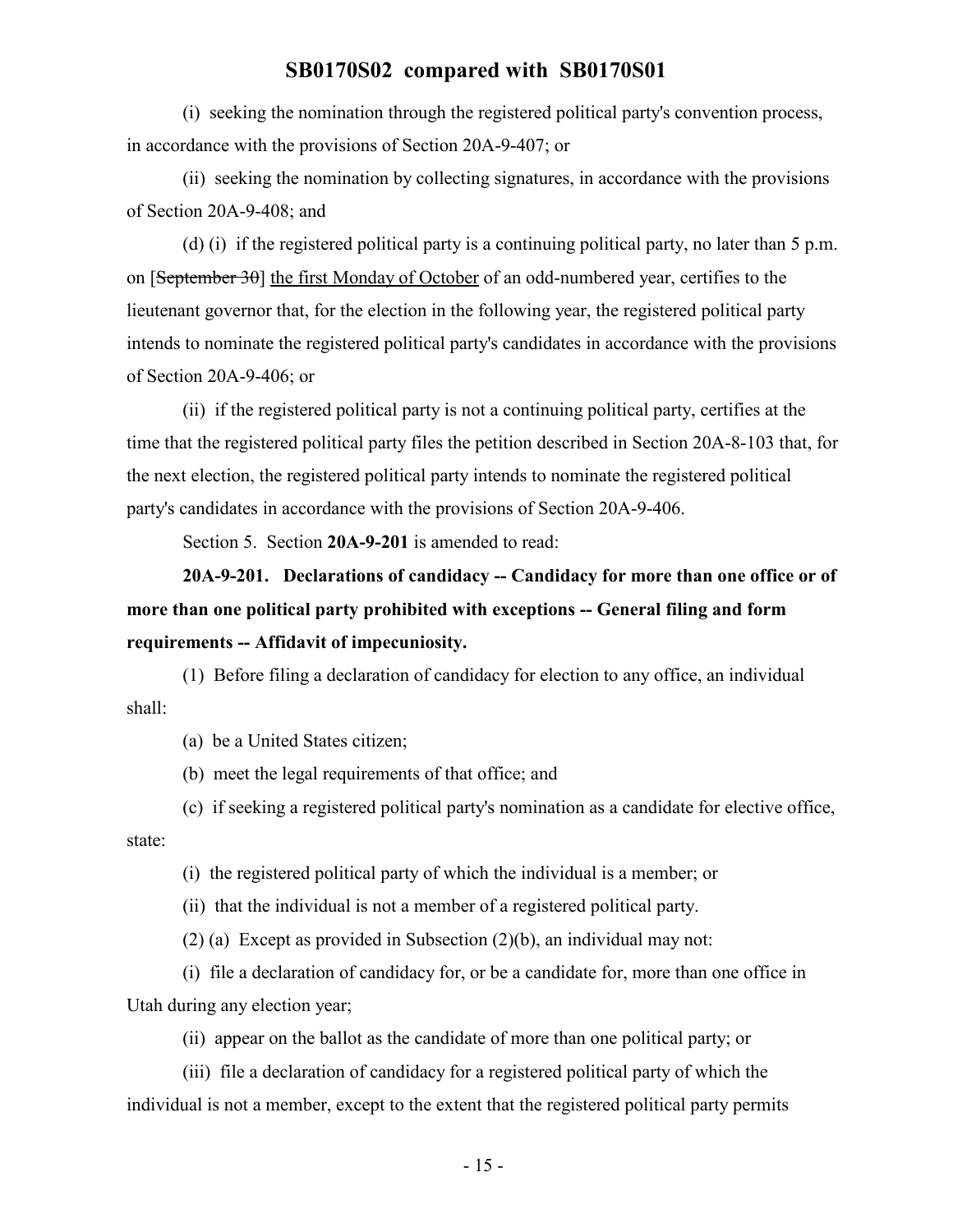(i) seeking the nomination through the registered political party's convention process, in accordance with the provisions of Section 20A-9-407; or

(ii) seeking the nomination by collecting signatures, in accordance with the provisions of Section 20A-9-408; and

(d) (i) if the registered political party is a continuing political party, no later than 5 p.m. on [~~September 30~~] the first Monday of October of an odd-numbered year, certifies to the lieutenant governor that, for the election in the following year, the registered political party intends to nominate the registered political party's candidates in accordance with the provisions of Section 20A-9-406; or

(ii) if the registered political party is not a continuing political party, certifies at the time that the registered political party files the petition described in Section 20A-8-103 that, for the next election, the registered political party intends to nominate the registered political party's candidates in accordance with the provisions of Section 20A-9-406.

Section 5. Section **20A-9-201** is amended to read:

**20A-9-201. Declarations of candidacy -- Candidacy for more than one office or of more than one political party prohibited with exceptions -- General filing and form requirements -- Affidavit of impecuniosity.**

(1) Before filing a declaration of candidacy for election to any office, an individual shall:

(a) be a United States citizen;

(b) meet the legal requirements of that office; and

(c) if seeking a registered political party's nomination as a candidate for elective office, state:

(i) the registered political party of which the individual is a member; or

(ii) that the individual is not a member of a registered political party.

(2) (a) Except as provided in Subsection (2)(b), an individual may not:

(i) file a declaration of candidacy for, or be a candidate for, more than one office in Utah during any election year;

(ii) appear on the ballot as the candidate of more than one political party; or

(iii) file a declaration of candidacy for a registered political party of which the individual is not a member, except to the extent that the registered political party permits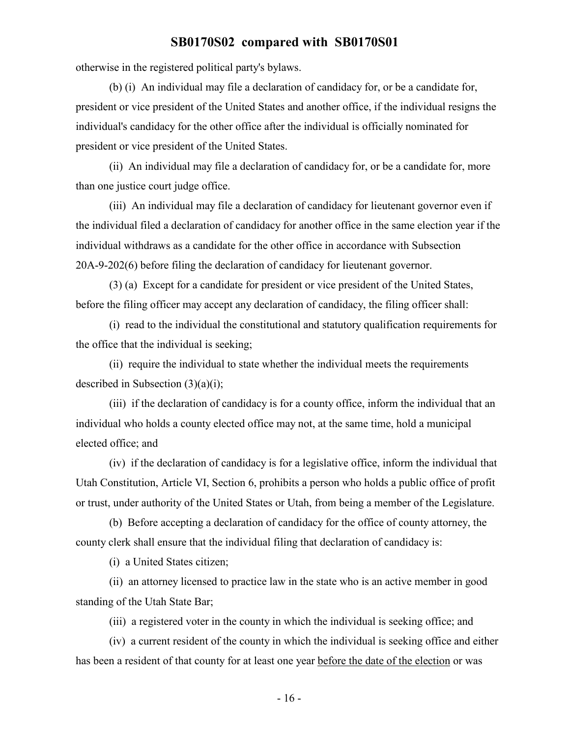otherwise in the registered political party's bylaws.

(b) (i) An individual may file a declaration of candidacy for, or be a candidate for, president or vice president of the United States and another office, if the individual resigns the individual's candidacy for the other office after the individual is officially nominated for president or vice president of the United States.

(ii) An individual may file a declaration of candidacy for, or be a candidate for, more than one justice court judge office.

(iii) An individual may file a declaration of candidacy for lieutenant governor even if the individual filed a declaration of candidacy for another office in the same election year if the individual withdraws as a candidate for the other office in accordance with Subsection 20A-9-202(6) before filing the declaration of candidacy for lieutenant governor.

(3) (a) Except for a candidate for president or vice president of the United States, before the filing officer may accept any declaration of candidacy, the filing officer shall:

(i) read to the individual the constitutional and statutory qualification requirements for the office that the individual is seeking;

(ii) require the individual to state whether the individual meets the requirements described in Subsection (3)(a)(i);

(iii) if the declaration of candidacy is for a county office, inform the individual that an individual who holds a county elected office may not, at the same time, hold a municipal elected office; and

(iv) if the declaration of candidacy is for a legislative office, inform the individual that Utah Constitution, Article VI, Section 6, prohibits a person who holds a public office of profit or trust, under authority of the United States or Utah, from being a member of the Legislature.

(b) Before accepting a declaration of candidacy for the office of county attorney, the county clerk shall ensure that the individual filing that declaration of candidacy is:

(i) a United States citizen;

(ii) an attorney licensed to practice law in the state who is an active member in good standing of the Utah State Bar;

(iii) a registered voter in the county in which the individual is seeking office; and

(iv) a current resident of the county in which the individual is seeking office and either has been a resident of that county for at least one year before the date of the election or was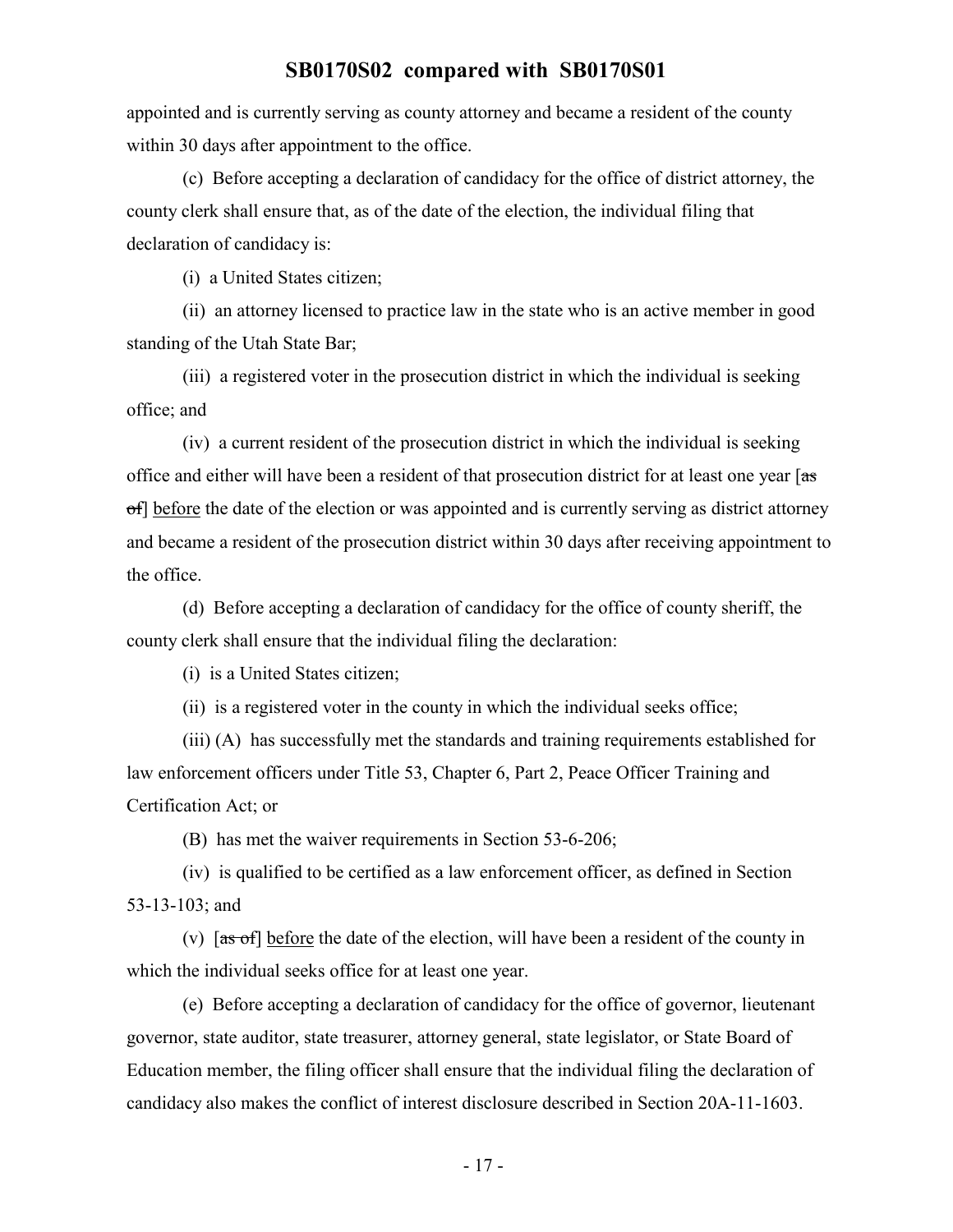appointed and is currently serving as county attorney and became a resident of the county within 30 days after appointment to the office.

(c) Before accepting a declaration of candidacy for the office of district attorney, the county clerk shall ensure that, as of the date of the election, the individual filing that declaration of candidacy is:

(i) a United States citizen;

(ii) an attorney licensed to practice law in the state who is an active member in good standing of the Utah State Bar;

(iii) a registered voter in the prosecution district in which the individual is seeking office; and

(iv) a current resident of the prosecution district in which the individual is seeking office and either will have been a resident of that prosecution district for at least one year [~~as of~~] before the date of the election or was appointed and is currently serving as district attorney and became a resident of the prosecution district within 30 days after receiving appointment to the office.

(d) Before accepting a declaration of candidacy for the office of county sheriff, the county clerk shall ensure that the individual filing the declaration:

(i) is a United States citizen;

(ii) is a registered voter in the county in which the individual seeks office;

(iii) (A) has successfully met the standards and training requirements established for law enforcement officers under Title 53, Chapter 6, Part 2, Peace Officer Training and Certification Act; or

(B) has met the waiver requirements in Section 53-6-206;

(iv) is qualified to be certified as a law enforcement officer, as defined in Section 53-13-103; and

(v) [~~as of~~] before the date of the election, will have been a resident of the county in which the individual seeks office for at least one year.

(e) Before accepting a declaration of candidacy for the office of governor, lieutenant governor, state auditor, state treasurer, attorney general, state legislator, or State Board of Education member, the filing officer shall ensure that the individual filing the declaration of candidacy also makes the conflict of interest disclosure described in Section 20A-11-1603.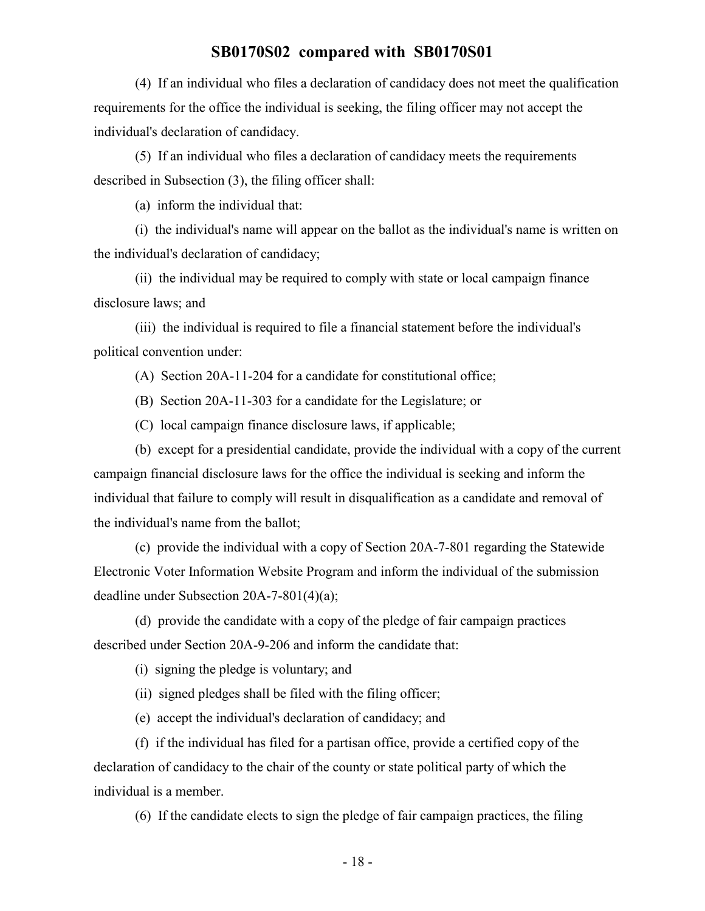(4) If an individual who files a declaration of candidacy does not meet the qualification requirements for the office the individual is seeking, the filing officer may not accept the individual's declaration of candidacy.

(5) If an individual who files a declaration of candidacy meets the requirements described in Subsection (3), the filing officer shall:

(a) inform the individual that:

(i) the individual's name will appear on the ballot as the individual's name is written on the individual's declaration of candidacy;

(ii) the individual may be required to comply with state or local campaign finance disclosure laws; and

(iii) the individual is required to file a financial statement before the individual's political convention under:

(A) Section 20A-11-204 for a candidate for constitutional office;

(B) Section 20A-11-303 for a candidate for the Legislature; or

(C) local campaign finance disclosure laws, if applicable;

(b) except for a presidential candidate, provide the individual with a copy of the current campaign financial disclosure laws for the office the individual is seeking and inform the individual that failure to comply will result in disqualification as a candidate and removal of the individual's name from the ballot;

(c) provide the individual with a copy of Section 20A-7-801 regarding the Statewide Electronic Voter Information Website Program and inform the individual of the submission deadline under Subsection 20A-7-801(4)(a);

(d) provide the candidate with a copy of the pledge of fair campaign practices described under Section 20A-9-206 and inform the candidate that:

(i) signing the pledge is voluntary; and

(ii) signed pledges shall be filed with the filing officer;

(e) accept the individual's declaration of candidacy; and

(f) if the individual has filed for a partisan office, provide a certified copy of the declaration of candidacy to the chair of the county or state political party of which the individual is a member.

(6) If the candidate elects to sign the pledge of fair campaign practices, the filing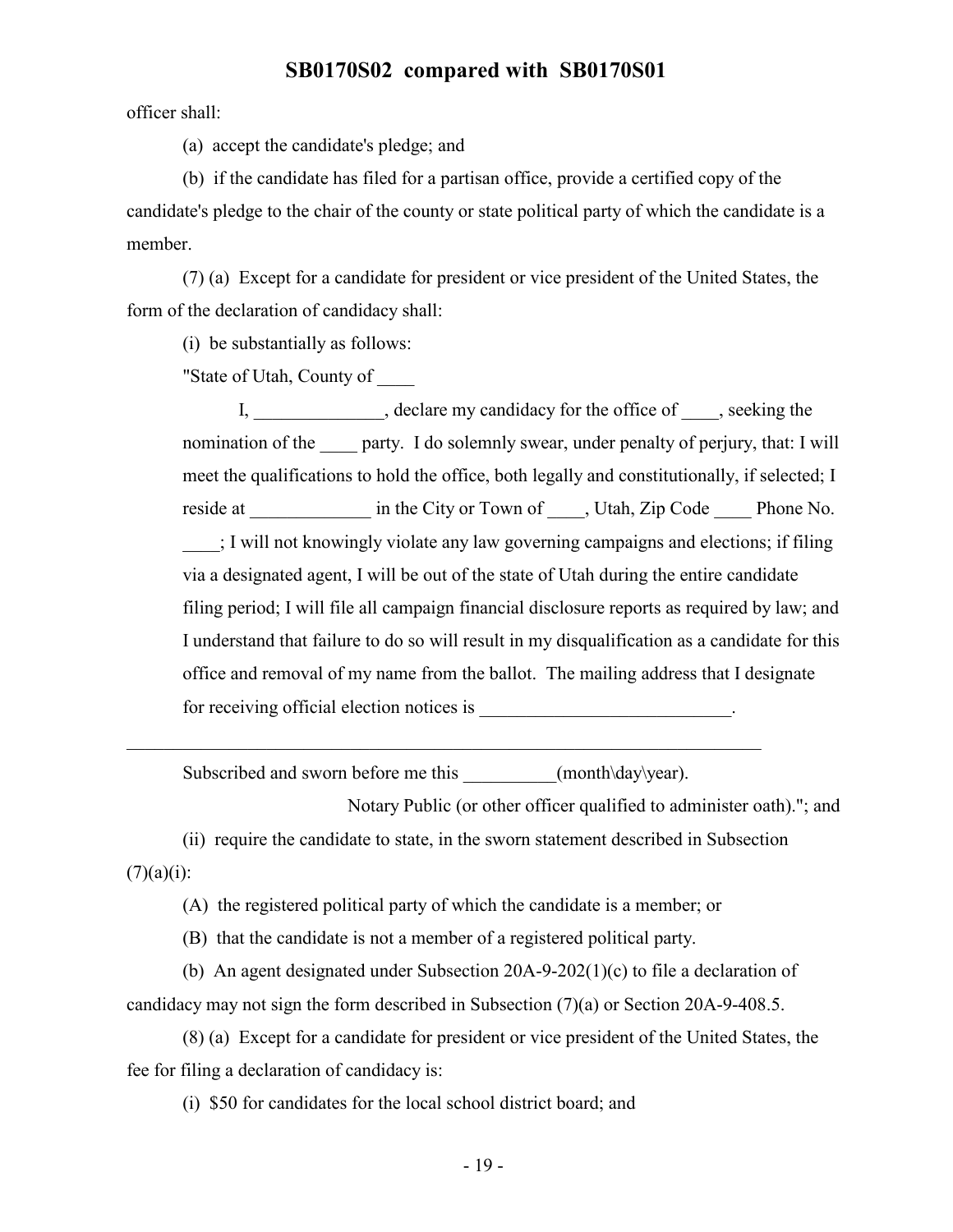officer shall:

(a) accept the candidate's pledge; and

(b) if the candidate has filed for a partisan office, provide a certified copy of the candidate's pledge to the chair of the county or state political party of which the candidate is a member.

(7) (a) Except for a candidate for president or vice president of the United States, the form of the declaration of candidacy shall:

(i) be substantially as follows:

"State of Utah, County of ____

I, ______________, declare my candidacy for the office of ____, seeking the nomination of the ____ party. I do solemnly swear, under penalty of perjury, that: I will meet the qualifications to hold the office, both legally and constitutionally, if selected; I reside at _____________ in the City or Town of ____, Utah, Zip Code ____ Phone No. ____; I will not knowingly violate any law governing campaigns and elections; if filing via a designated agent, I will be out of the state of Utah during the entire candidate filing period; I will file all campaign financial disclosure reports as required by law; and I understand that failure to do so will result in my disqualification as a candidate for this office and removal of my name from the ballot. The mailing address that I designate for receiving official election notices is ___________________________.

______________________________________________________________________

Subscribed and sworn before me this __________(month\day\year).

Notary Public (or other officer qualified to administer oath)."; and

(ii) require the candidate to state, in the sworn statement described in Subsection (7)(a)(i):

(A) the registered political party of which the candidate is a member; or

(B) that the candidate is not a member of a registered political party.

(b) An agent designated under Subsection 20A-9-202(1)(c) to file a declaration of candidacy may not sign the form described in Subsection (7)(a) or Section 20A-9-408.5.

(8) (a) Except for a candidate for president or vice president of the United States, the fee for filing a declaration of candidacy is:

(i) $50 for candidates for the local school district board; and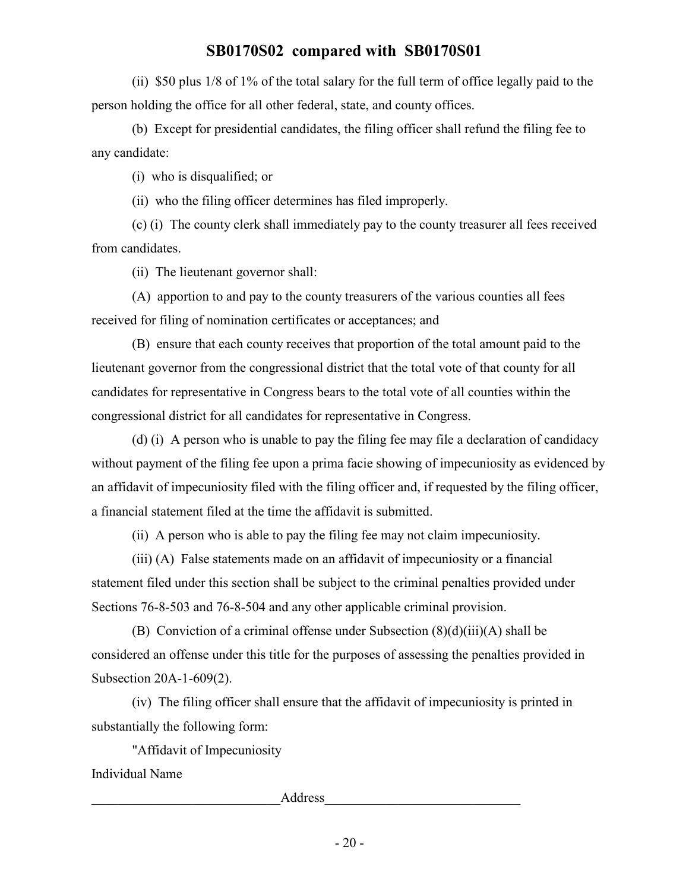(ii) $50 plus 1/8 of 1% of the total salary for the full term of office legally paid to the person holding the office for all other federal, state, and county offices.

(b) Except for presidential candidates, the filing officer shall refund the filing fee to any candidate:

(i) who is disqualified; or

(ii) who the filing officer determines has filed improperly.

(c) (i) The county clerk shall immediately pay to the county treasurer all fees received from candidates.

(ii) The lieutenant governor shall:

(A) apportion to and pay to the county treasurers of the various counties all fees received for filing of nomination certificates or acceptances; and

(B) ensure that each county receives that proportion of the total amount paid to the lieutenant governor from the congressional district that the total vote of that county for all candidates for representative in Congress bears to the total vote of all counties within the congressional district for all candidates for representative in Congress.

(d) (i) A person who is unable to pay the filing fee may file a declaration of candidacy without payment of the filing fee upon a prima facie showing of impecuniosity as evidenced by an affidavit of impecuniosity filed with the filing officer and, if requested by the filing officer, a financial statement filed at the time the affidavit is submitted.

(ii) A person who is able to pay the filing fee may not claim impecuniosity.

(iii) (A) False statements made on an affidavit of impecuniosity or a financial statement filed under this section shall be subject to the criminal penalties provided under Sections 76-8-503 and 76-8-504 and any other applicable criminal provision.

(B) Conviction of a criminal offense under Subsection (8)(d)(iii)(A) shall be considered an offense under this title for the purposes of assessing the penalties provided in Subsection 20A-1-609(2).

(iv) The filing officer shall ensure that the affidavit of impecuniosity is printed in substantially the following form:

"Affidavit of Impecuniosity

Individual Name

____________________________Address_____________________________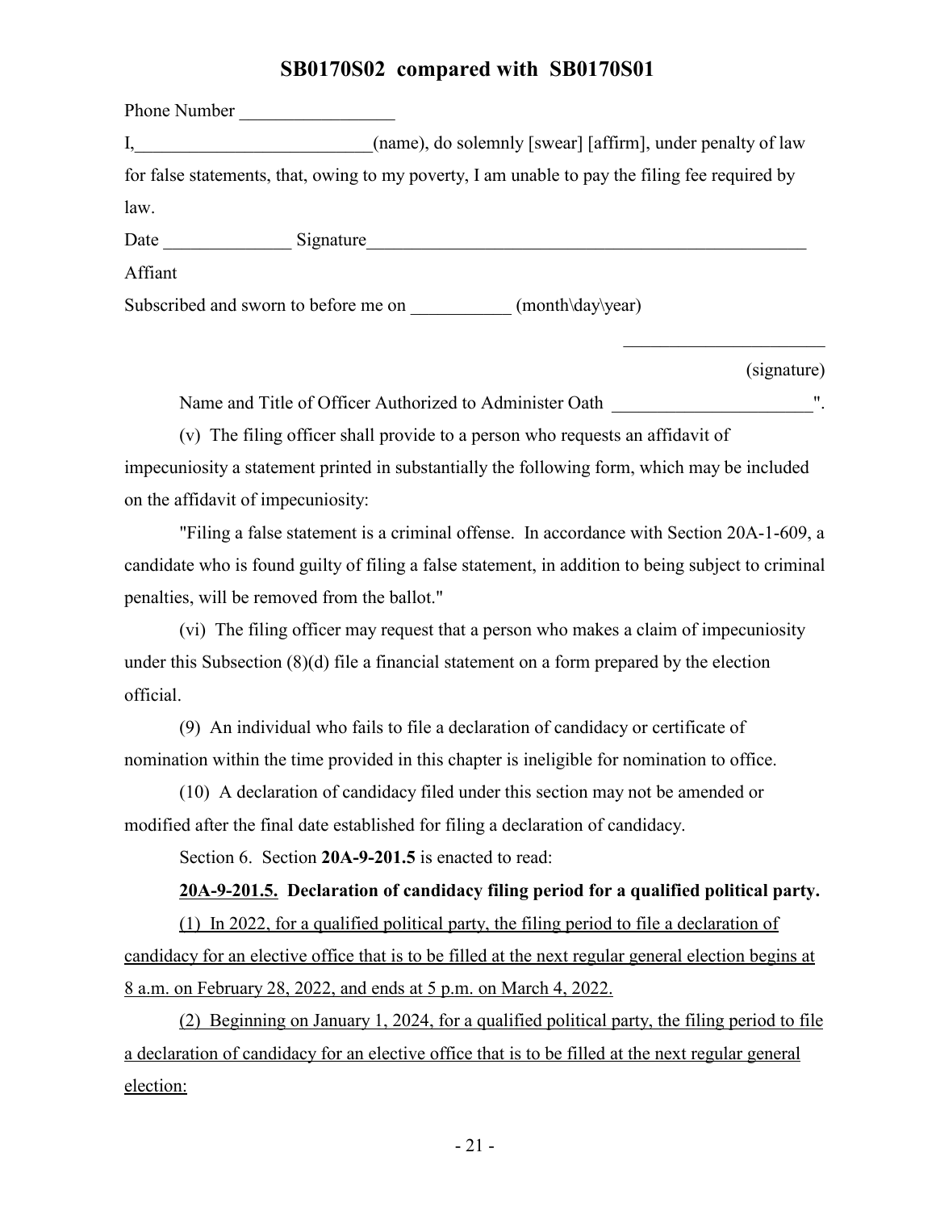Phone Number _________________

I,__________________________(name), do solemnly [swear] [affirm], under penalty of law for false statements, that, owing to my poverty, I am unable to pay the filing fee required by law.

Date ______________ Signature__________________________________________________

Affiant

Subscribed and sworn to before me on ___________ (month\day\year)

______________________

(signature)

Name and Title of Officer Authorized to Administer Oath ______________________".

(v) The filing officer shall provide to a person who requests an affidavit of impecuniosity a statement printed in substantially the following form, which may be included on the affidavit of impecuniosity:

"Filing a false statement is a criminal offense. In accordance with Section 20A-1-609, a candidate who is found guilty of filing a false statement, in addition to being subject to criminal penalties, will be removed from the ballot."

(vi) The filing officer may request that a person who makes a claim of impecuniosity under this Subsection (8)(d) file a financial statement on a form prepared by the election official.

(9) An individual who fails to file a declaration of candidacy or certificate of nomination within the time provided in this chapter is ineligible for nomination to office.

(10) A declaration of candidacy filed under this section may not be amended or modified after the final date established for filing a declaration of candidacy.

Section 6. Section **20A-9-201.5** is enacted to read:

**20A-9-201.5. Declaration of candidacy filing period for a qualified political party.**

(1) In 2022, for a qualified political party, the filing period to file a declaration of candidacy for an elective office that is to be filled at the next regular general election begins at 8 a.m. on February 28, 2022, and ends at 5 p.m. on March 4, 2022.

(2) Beginning on January 1, 2024, for a qualified political party, the filing period to file a declaration of candidacy for an elective office that is to be filled at the next regular general election: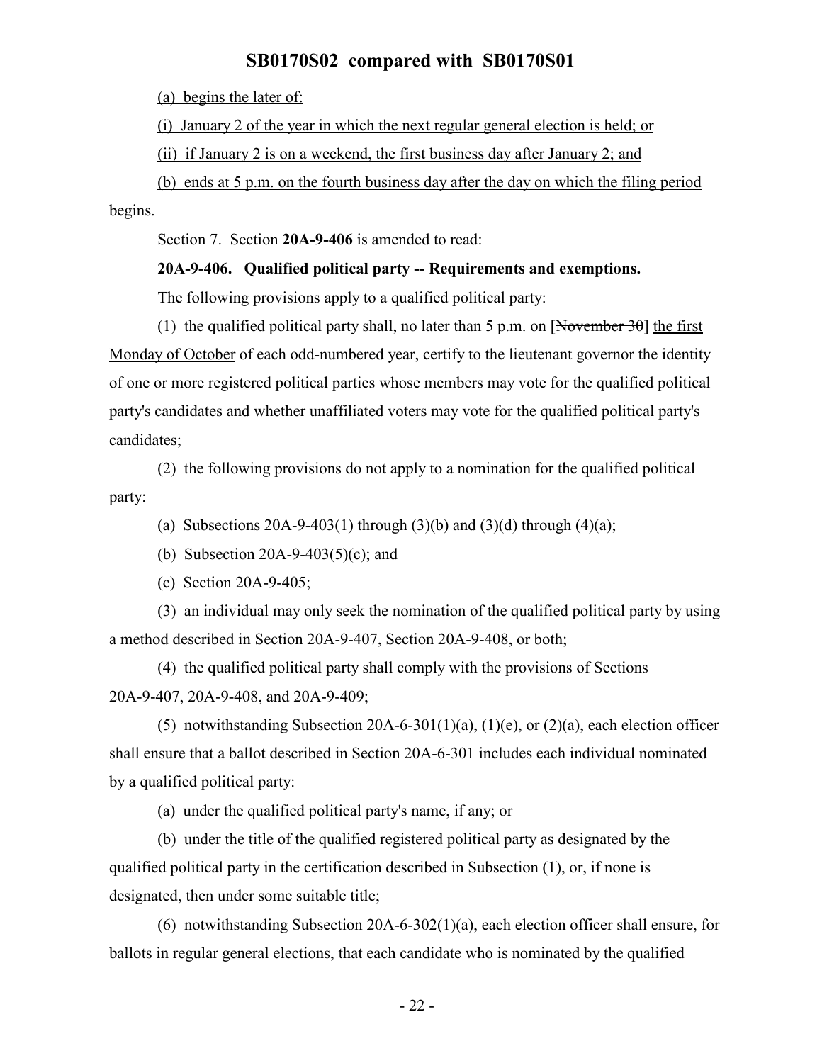(a) begins the later of:

(i) January 2 of the year in which the next regular general election is held; or

(ii) if January 2 is on a weekend, the first business day after January 2; and

(b) ends at 5 p.m. on the fourth business day after the day on which the filing period begins.

Section 7. Section **20A-9-406** is amended to read:

**20A-9-406. Qualified political party -- Requirements and exemptions.**

The following provisions apply to a qualified political party:

(1) the qualified political party shall, no later than 5 p.m. on [~~November 30~~] the first Monday of October of each odd-numbered year, certify to the lieutenant governor the identity of one or more registered political parties whose members may vote for the qualified political party's candidates and whether unaffiliated voters may vote for the qualified political party's candidates;

(2) the following provisions do not apply to a nomination for the qualified political party:

(a) Subsections 20A-9-403(1) through (3)(b) and (3)(d) through (4)(a);

(b) Subsection 20A-9-403(5)(c); and

(c) Section 20A-9-405;

(3) an individual may only seek the nomination of the qualified political party by using a method described in Section 20A-9-407, Section 20A-9-408, or both;

(4) the qualified political party shall comply with the provisions of Sections 20A-9-407, 20A-9-408, and 20A-9-409;

(5) notwithstanding Subsection 20A-6-301(1)(a), (1)(e), or (2)(a), each election officer shall ensure that a ballot described in Section 20A-6-301 includes each individual nominated by a qualified political party:

(a) under the qualified political party's name, if any; or

(b) under the title of the qualified registered political party as designated by the qualified political party in the certification described in Subsection (1), or, if none is designated, then under some suitable title;

(6) notwithstanding Subsection 20A-6-302(1)(a), each election officer shall ensure, for ballots in regular general elections, that each candidate who is nominated by the qualified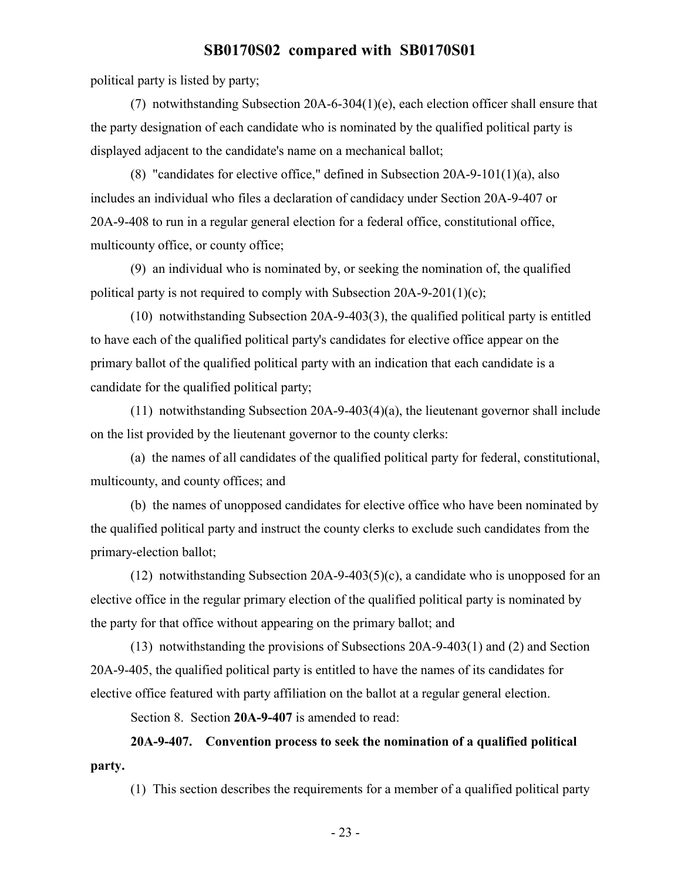political party is listed by party;

(7) notwithstanding Subsection 20A-6-304(1)(e), each election officer shall ensure that the party designation of each candidate who is nominated by the qualified political party is displayed adjacent to the candidate's name on a mechanical ballot;

(8) "candidates for elective office," defined in Subsection 20A-9-101(1)(a), also includes an individual who files a declaration of candidacy under Section 20A-9-407 or 20A-9-408 to run in a regular general election for a federal office, constitutional office, multicounty office, or county office;

(9) an individual who is nominated by, or seeking the nomination of, the qualified political party is not required to comply with Subsection 20A-9-201(1)(c);

(10) notwithstanding Subsection 20A-9-403(3), the qualified political party is entitled to have each of the qualified political party's candidates for elective office appear on the primary ballot of the qualified political party with an indication that each candidate is a candidate for the qualified political party;

(11) notwithstanding Subsection 20A-9-403(4)(a), the lieutenant governor shall include on the list provided by the lieutenant governor to the county clerks:

(a) the names of all candidates of the qualified political party for federal, constitutional, multicounty, and county offices; and

(b) the names of unopposed candidates for elective office who have been nominated by the qualified political party and instruct the county clerks to exclude such candidates from the primary-election ballot;

(12) notwithstanding Subsection 20A-9-403(5)(c), a candidate who is unopposed for an elective office in the regular primary election of the qualified political party is nominated by the party for that office without appearing on the primary ballot; and

(13) notwithstanding the provisions of Subsections 20A-9-403(1) and (2) and Section 20A-9-405, the qualified political party is entitled to have the names of its candidates for elective office featured with party affiliation on the ballot at a regular general election.

Section 8. Section **20A-9-407** is amended to read:

**20A-9-407. Convention process to seek the nomination of a qualified political party.**

(1) This section describes the requirements for a member of a qualified political party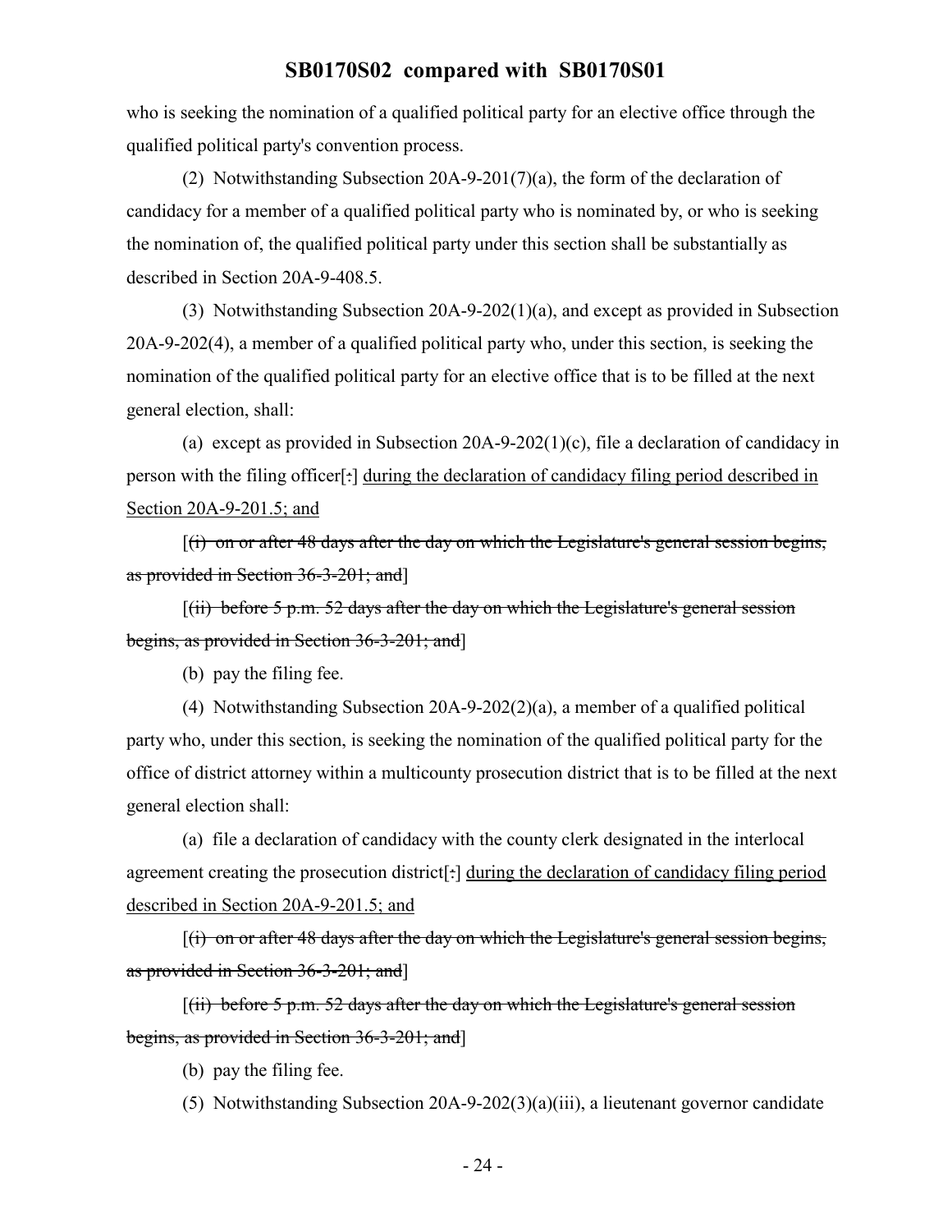who is seeking the nomination of a qualified political party for an elective office through the qualified political party's convention process.

(2) Notwithstanding Subsection 20A-9-201(7)(a), the form of the declaration of candidacy for a member of a qualified political party who is nominated by, or who is seeking the nomination of, the qualified political party under this section shall be substantially as described in Section 20A-9-408.5.

(3) Notwithstanding Subsection 20A-9-202(1)(a), and except as provided in Subsection 20A-9-202(4), a member of a qualified political party who, under this section, is seeking the nomination of the qualified political party for an elective office that is to be filled at the next general election, shall:

(a) except as provided in Subsection 20A-9-202(1)(c), file a declaration of candidacy in person with the filing officer[~~:~~] <u>during the declaration of candidacy filing period described in Section 20A-9-201.5; and</u>

[~~(i) on or after 48 days after the day on which the Legislature's general session begins, as provided in Section 36-3-201; and~~]

[~~(ii) before 5 p.m. 52 days after the day on which the Legislature's general session begins, as provided in Section 36-3-201; and~~]

(b) pay the filing fee.

(4) Notwithstanding Subsection 20A-9-202(2)(a), a member of a qualified political party who, under this section, is seeking the nomination of the qualified political party for the office of district attorney within a multicounty prosecution district that is to be filled at the next general election shall:

(a) file a declaration of candidacy with the county clerk designated in the interlocal agreement creating the prosecution district[~~:~~] <u>during the declaration of candidacy filing period described in Section 20A-9-201.5; and</u>

[~~(i) on or after 48 days after the day on which the Legislature's general session begins, as provided in Section 36-3-201; and~~]

[~~(ii) before 5 p.m. 52 days after the day on which the Legislature's general session begins, as provided in Section 36-3-201; and~~]

(b) pay the filing fee.

(5) Notwithstanding Subsection 20A-9-202(3)(a)(iii), a lieutenant governor candidate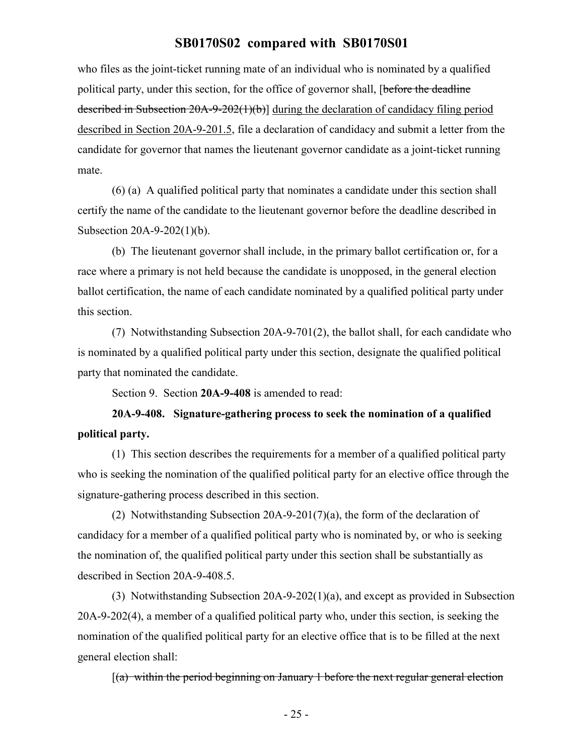who files as the joint-ticket running mate of an individual who is nominated by a qualified political party, under this section, for the office of governor shall, [~~before the deadline described in Subsection 20A-9-202(1)(b)~~] <u>during the declaration of candidacy filing period described in Section 20A-9-201.5</u>, file a declaration of candidacy and submit a letter from the candidate for governor that names the lieutenant governor candidate as a joint-ticket running mate.

(6) (a) A qualified political party that nominates a candidate under this section shall certify the name of the candidate to the lieutenant governor before the deadline described in Subsection 20A-9-202(1)(b).

(b) The lieutenant governor shall include, in the primary ballot certification or, for a race where a primary is not held because the candidate is unopposed, in the general election ballot certification, the name of each candidate nominated by a qualified political party under this section.

(7) Notwithstanding Subsection 20A-9-701(2), the ballot shall, for each candidate who is nominated by a qualified political party under this section, designate the qualified political party that nominated the candidate.

Section 9. Section **20A-9-408** is amended to read:

**20A-9-408. Signature-gathering process to seek the nomination of a qualified political party.**

(1) This section describes the requirements for a member of a qualified political party who is seeking the nomination of the qualified political party for an elective office through the signature-gathering process described in this section.

(2) Notwithstanding Subsection 20A-9-201(7)(a), the form of the declaration of candidacy for a member of a qualified political party who is nominated by, or who is seeking the nomination of, the qualified political party under this section shall be substantially as described in Section 20A-9-408.5.

(3) Notwithstanding Subsection 20A-9-202(1)(a), and except as provided in Subsection 20A-9-202(4), a member of a qualified political party who, under this section, is seeking the nomination of the qualified political party for an elective office that is to be filled at the next general election shall:

[~~(a) within the period beginning on January 1 before the next regular general election~~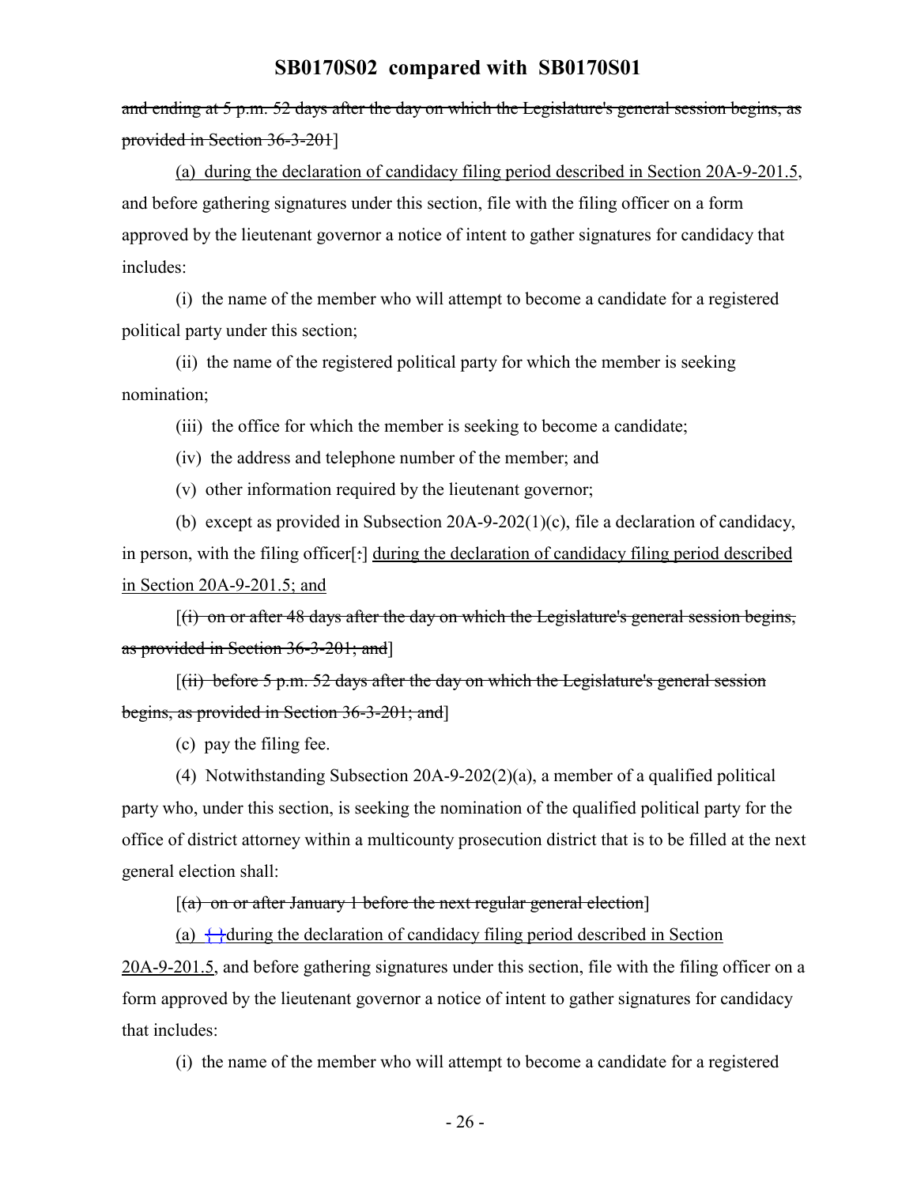~~and ending at 5 p.m. 52 days after the day on which the Legislature's general session begins, as provided in Section 36-3-201~~]

(a) during the declaration of candidacy filing period described in Section 20A-9-201.5, and before gathering signatures under this section, file with the filing officer on a form approved by the lieutenant governor a notice of intent to gather signatures for candidacy that includes:

(i) the name of the member who will attempt to become a candidate for a registered political party under this section;

(ii) the name of the registered political party for which the member is seeking nomination;

(iii) the office for which the member is seeking to become a candidate;

(iv) the address and telephone number of the member; and

(v) other information required by the lieutenant governor;

(b) except as provided in Subsection 20A-9-202(1)(c), file a declaration of candidacy, in person, with the filing officer[~~:~~] during the declaration of candidacy filing period described in Section 20A-9-201.5; and

[~~(i) on or after 48 days after the day on which the Legislature's general session begins, as provided in Section 36-3-201; and~~]

[~~(ii) before 5 p.m. 52 days after the day on which the Legislature's general session begins, as provided in Section 36-3-201; and~~]

(c) pay the filing fee.

(4) Notwithstanding Subsection 20A-9-202(2)(a), a member of a qualified political party who, under this section, is seeking the nomination of the qualified political party for the office of district attorney within a multicounty prosecution district that is to be filled at the next general election shall:

[~~(a) on or after January 1 before the next regular general election~~]

(a) {~~,~~}during the declaration of candidacy filing period described in Section 20A-9-201.5, and before gathering signatures under this section, file with the filing officer on a form approved by the lieutenant governor a notice of intent to gather signatures for candidacy that includes:

(i) the name of the member who will attempt to become a candidate for a registered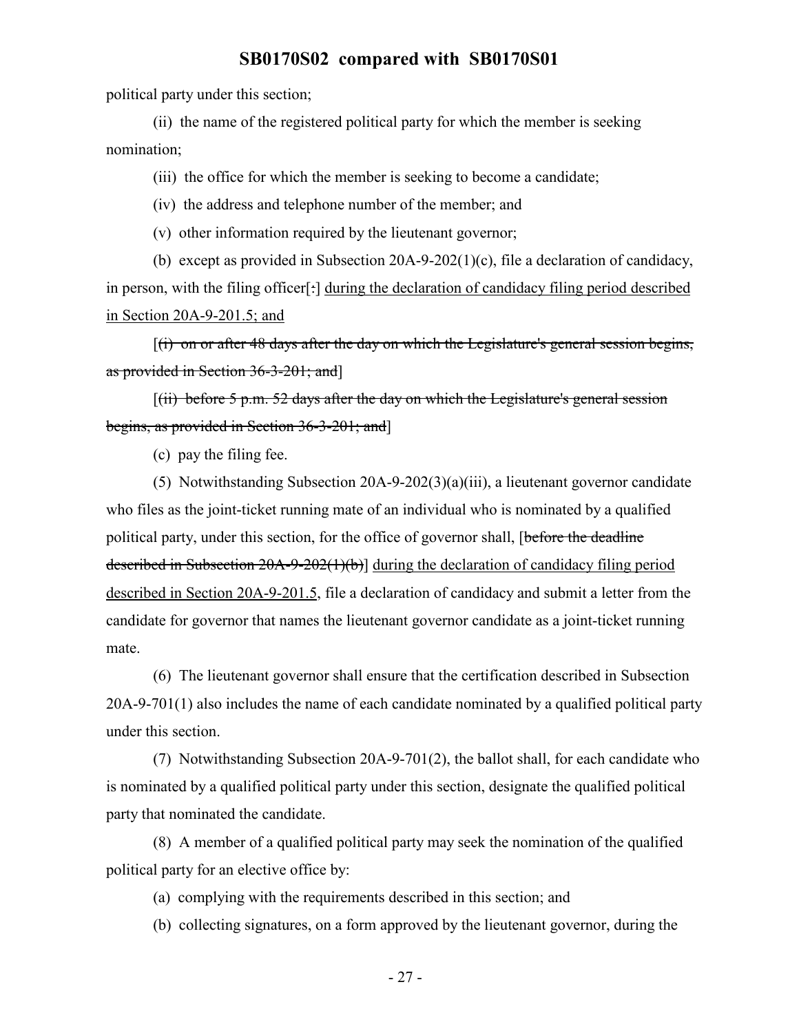political party under this section;

(ii) the name of the registered political party for which the member is seeking nomination;

(iii) the office for which the member is seeking to become a candidate;

(iv) the address and telephone number of the member; and

(v) other information required by the lieutenant governor;

(b) except as provided in Subsection 20A-9-202(1)(c), file a declaration of candidacy, in person, with the filing officer[~~:~~] during the declaration of candidacy filing period described in Section 20A-9-201.5; and

[~~(i) on or after 48 days after the day on which the Legislature's general session begins, as provided in Section 36-3-201; and~~]

[~~(ii) before 5 p.m. 52 days after the day on which the Legislature's general session begins, as provided in Section 36-3-201; and~~]

(c) pay the filing fee.

(5) Notwithstanding Subsection 20A-9-202(3)(a)(iii), a lieutenant governor candidate who files as the joint-ticket running mate of an individual who is nominated by a qualified political party, under this section, for the office of governor shall, [~~before the deadline described in Subsection 20A-9-202(1)(b)~~] during the declaration of candidacy filing period described in Section 20A-9-201.5, file a declaration of candidacy and submit a letter from the candidate for governor that names the lieutenant governor candidate as a joint-ticket running mate.

(6) The lieutenant governor shall ensure that the certification described in Subsection 20A-9-701(1) also includes the name of each candidate nominated by a qualified political party under this section.

(7) Notwithstanding Subsection 20A-9-701(2), the ballot shall, for each candidate who is nominated by a qualified political party under this section, designate the qualified political party that nominated the candidate.

(8) A member of a qualified political party may seek the nomination of the qualified political party for an elective office by:

(a) complying with the requirements described in this section; and

(b) collecting signatures, on a form approved by the lieutenant governor, during the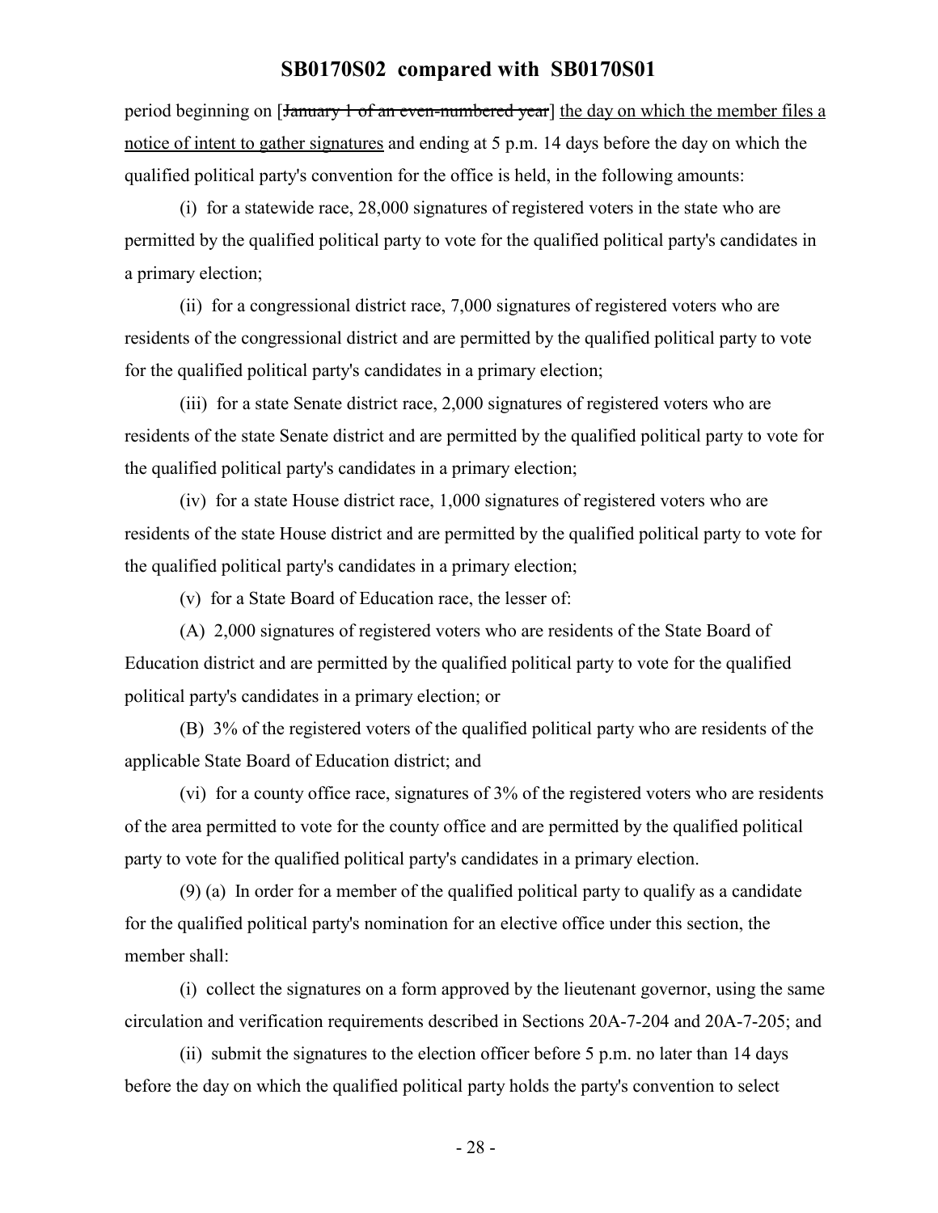period beginning on [~~January 1 of an even-numbered year~~] <u>the day on which the member files a notice of intent to gather signatures</u> and ending at 5 p.m. 14 days before the day on which the qualified political party's convention for the office is held, in the following amounts:

(i) for a statewide race, 28,000 signatures of registered voters in the state who are permitted by the qualified political party to vote for the qualified political party's candidates in a primary election;

(ii) for a congressional district race, 7,000 signatures of registered voters who are residents of the congressional district and are permitted by the qualified political party to vote for the qualified political party's candidates in a primary election;

(iii) for a state Senate district race, 2,000 signatures of registered voters who are residents of the state Senate district and are permitted by the qualified political party to vote for the qualified political party's candidates in a primary election;

(iv) for a state House district race, 1,000 signatures of registered voters who are residents of the state House district and are permitted by the qualified political party to vote for the qualified political party's candidates in a primary election;

(v) for a State Board of Education race, the lesser of:

(A) 2,000 signatures of registered voters who are residents of the State Board of Education district and are permitted by the qualified political party to vote for the qualified political party's candidates in a primary election; or

(B) 3% of the registered voters of the qualified political party who are residents of the applicable State Board of Education district; and

(vi) for a county office race, signatures of 3% of the registered voters who are residents of the area permitted to vote for the county office and are permitted by the qualified political party to vote for the qualified political party's candidates in a primary election.

(9) (a) In order for a member of the qualified political party to qualify as a candidate for the qualified political party's nomination for an elective office under this section, the member shall:

(i) collect the signatures on a form approved by the lieutenant governor, using the same circulation and verification requirements described in Sections 20A-7-204 and 20A-7-205; and

(ii) submit the signatures to the election officer before 5 p.m. no later than 14 days before the day on which the qualified political party holds the party's convention to select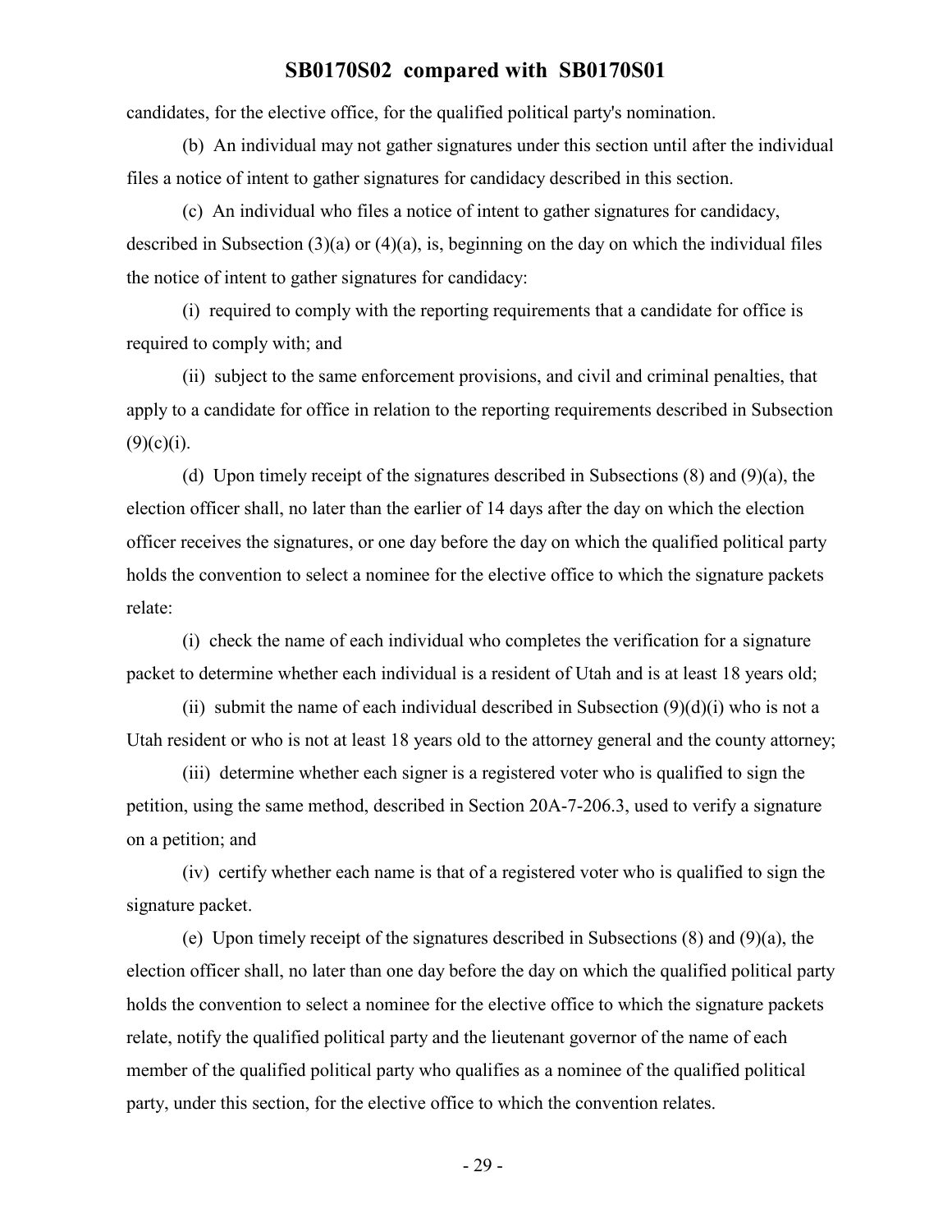candidates, for the elective office, for the qualified political party's nomination.

(b) An individual may not gather signatures under this section until after the individual files a notice of intent to gather signatures for candidacy described in this section.

(c) An individual who files a notice of intent to gather signatures for candidacy, described in Subsection (3)(a) or (4)(a), is, beginning on the day on which the individual files the notice of intent to gather signatures for candidacy:

(i) required to comply with the reporting requirements that a candidate for office is required to comply with; and

(ii) subject to the same enforcement provisions, and civil and criminal penalties, that apply to a candidate for office in relation to the reporting requirements described in Subsection (9)(c)(i).

(d) Upon timely receipt of the signatures described in Subsections (8) and (9)(a), the election officer shall, no later than the earlier of 14 days after the day on which the election officer receives the signatures, or one day before the day on which the qualified political party holds the convention to select a nominee for the elective office to which the signature packets relate:

(i) check the name of each individual who completes the verification for a signature packet to determine whether each individual is a resident of Utah and is at least 18 years old;

(ii) submit the name of each individual described in Subsection (9)(d)(i) who is not a Utah resident or who is not at least 18 years old to the attorney general and the county attorney;

(iii) determine whether each signer is a registered voter who is qualified to sign the petition, using the same method, described in Section 20A-7-206.3, used to verify a signature on a petition; and

(iv) certify whether each name is that of a registered voter who is qualified to sign the signature packet.

(e) Upon timely receipt of the signatures described in Subsections (8) and (9)(a), the election officer shall, no later than one day before the day on which the qualified political party holds the convention to select a nominee for the elective office to which the signature packets relate, notify the qualified political party and the lieutenant governor of the name of each member of the qualified political party who qualifies as a nominee of the qualified political party, under this section, for the elective office to which the convention relates.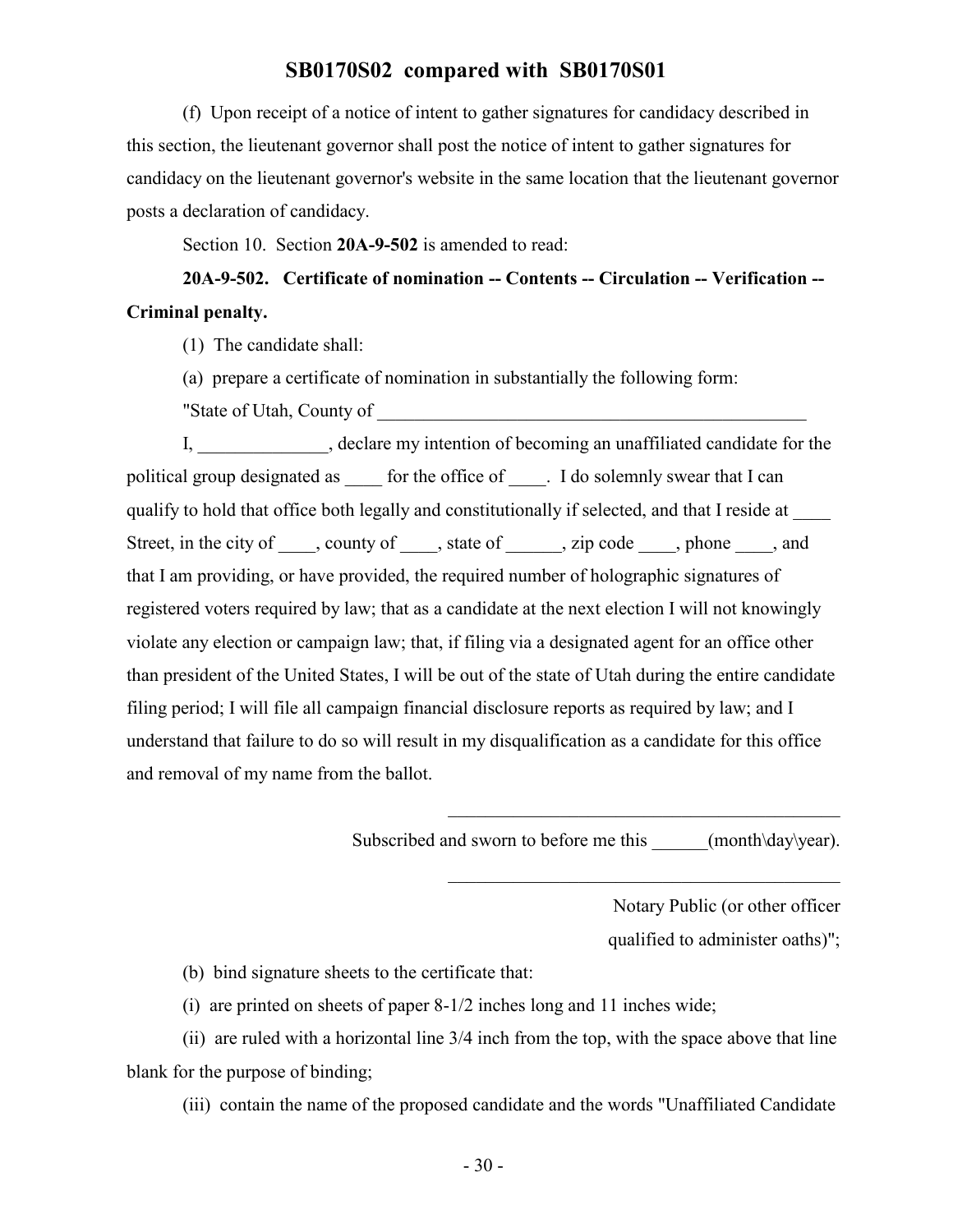(f) Upon receipt of a notice of intent to gather signatures for candidacy described in this section, the lieutenant governor shall post the notice of intent to gather signatures for candidacy on the lieutenant governor's website in the same location that the lieutenant governor posts a declaration of candidacy.

Section 10. Section **20A-9-502** is amended to read:

**20A-9-502. Certificate of nomination -- Contents -- Circulation -- Verification -- Criminal penalty.**

(1) The candidate shall:

(a) prepare a certificate of nomination in substantially the following form:

"State of Utah, County of ________________________________________________

I, ______________, declare my intention of becoming an unaffiliated candidate for the political group designated as ____ for the office of ____. I do solemnly swear that I can qualify to hold that office both legally and constitutionally if selected, and that I reside at ____ Street, in the city of ____, county of ____, state of ______, zip code ____, phone ____, and that I am providing, or have provided, the required number of holographic signatures of registered voters required by law; that as a candidate at the next election I will not knowingly violate any election or campaign law; that, if filing via a designated agent for an office other than president of the United States, I will be out of the state of Utah during the entire candidate filing period; I will file all campaign financial disclosure reports as required by law; and I understand that failure to do so will result in my disqualification as a candidate for this office and removal of my name from the ballot.

____________________________________________

Subscribed and sworn to before me this ______(month\day\year).

____________________________________________

Notary Public (or other officer qualified to administer oaths)";

(b) bind signature sheets to the certificate that:

(i) are printed on sheets of paper 8-1/2 inches long and 11 inches wide;

(ii) are ruled with a horizontal line 3/4 inch from the top, with the space above that line blank for the purpose of binding;

(iii) contain the name of the proposed candidate and the words "Unaffiliated Candidate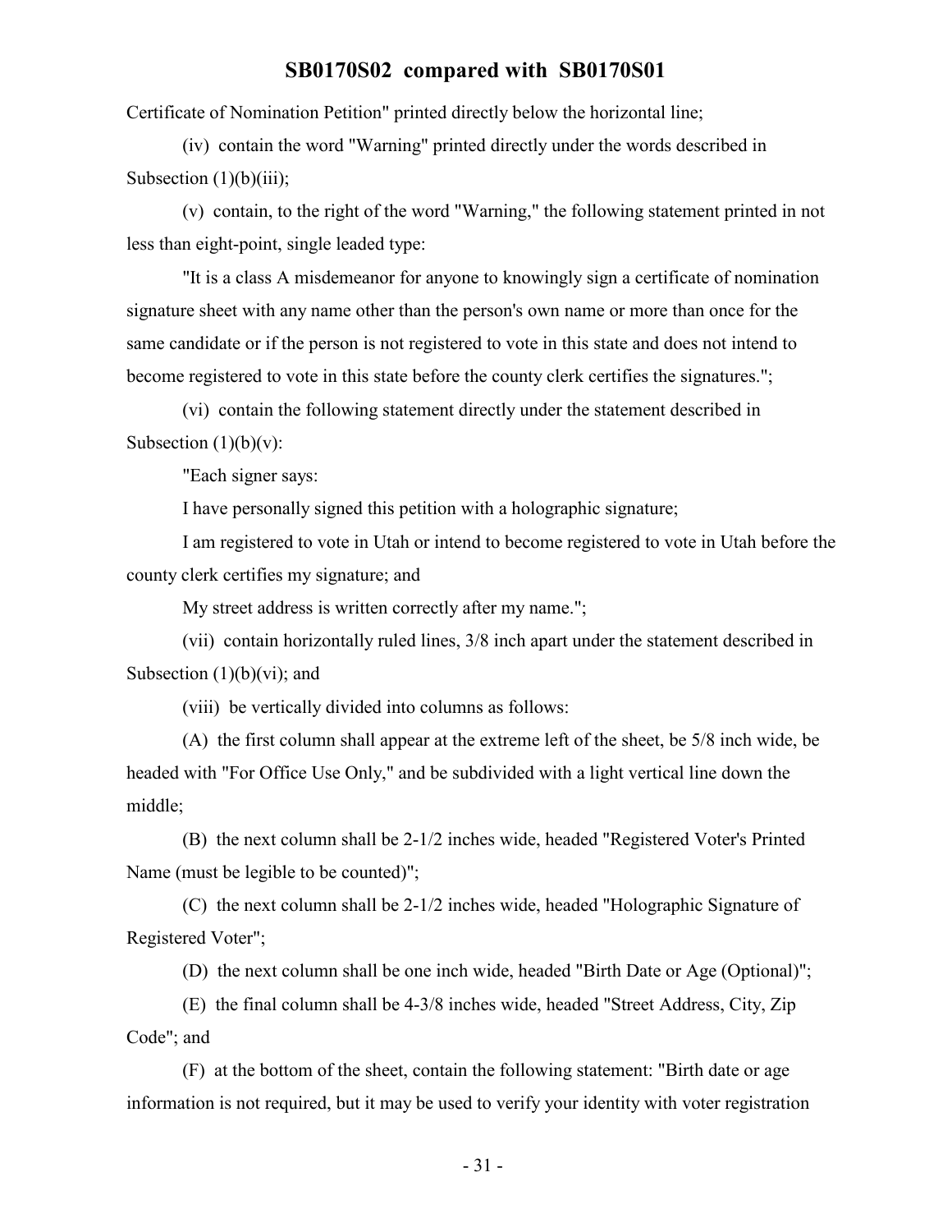Certificate of Nomination Petition" printed directly below the horizontal line;

(iv) contain the word "Warning" printed directly under the words described in Subsection (1)(b)(iii);

(v) contain, to the right of the word "Warning," the following statement printed in not less than eight-point, single leaded type:

"It is a class A misdemeanor for anyone to knowingly sign a certificate of nomination signature sheet with any name other than the person's own name or more than once for the same candidate or if the person is not registered to vote in this state and does not intend to become registered to vote in this state before the county clerk certifies the signatures.";

(vi) contain the following statement directly under the statement described in Subsection (1)(b)(v):

"Each signer says:

I have personally signed this petition with a holographic signature;

I am registered to vote in Utah or intend to become registered to vote in Utah before the county clerk certifies my signature; and

My street address is written correctly after my name.";

(vii) contain horizontally ruled lines, 3/8 inch apart under the statement described in Subsection (1)(b)(vi); and

(viii) be vertically divided into columns as follows:

(A) the first column shall appear at the extreme left of the sheet, be 5/8 inch wide, be headed with "For Office Use Only," and be subdivided with a light vertical line down the middle;

(B) the next column shall be 2-1/2 inches wide, headed "Registered Voter's Printed Name (must be legible to be counted)";

(C) the next column shall be 2-1/2 inches wide, headed "Holographic Signature of Registered Voter";

(D) the next column shall be one inch wide, headed "Birth Date or Age (Optional)";

(E) the final column shall be 4-3/8 inches wide, headed "Street Address, City, Zip Code"; and

(F) at the bottom of the sheet, contain the following statement: "Birth date or age information is not required, but it may be used to verify your identity with voter registration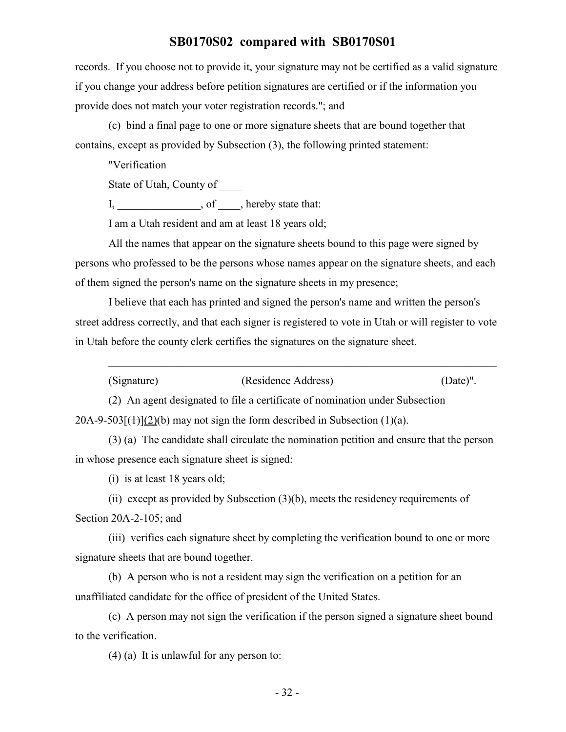records. If you choose not to provide it, your signature may not be certified as a valid signature if you change your address before petition signatures are certified or if the information you provide does not match your voter registration records."; and

(c) bind a final page to one or more signature sheets that are bound together that contains, except as provided by Subsection (3), the following printed statement:

"Verification

State of Utah, County of ____

I, _______________, of ____, hereby state that:

I am a Utah resident and am at least 18 years old;

All the names that appear on the signature sheets bound to this page were signed by persons who professed to be the persons whose names appear on the signature sheets, and each of them signed the person's name on the signature sheets in my presence;

I believe that each has printed and signed the person's name and written the person's street address correctly, and that each signer is registered to vote in Utah or will register to vote in Utah before the county clerk certifies the signatures on the signature sheet.

_______________________________________________________________________

(Signature) (Residence Address) (Date)".

(2) An agent designated to file a certificate of nomination under Subsection 20A-9-503[~~(1)~~](2)(b) may not sign the form described in Subsection (1)(a).

(3) (a) The candidate shall circulate the nomination petition and ensure that the person in whose presence each signature sheet is signed:

(i) is at least 18 years old;

(ii) except as provided by Subsection (3)(b), meets the residency requirements of Section 20A-2-105; and

(iii) verifies each signature sheet by completing the verification bound to one or more signature sheets that are bound together.

(b) A person who is not a resident may sign the verification on a petition for an unaffiliated candidate for the office of president of the United States.

(c) A person may not sign the verification if the person signed a signature sheet bound to the verification.

(4) (a) It is unlawful for any person to: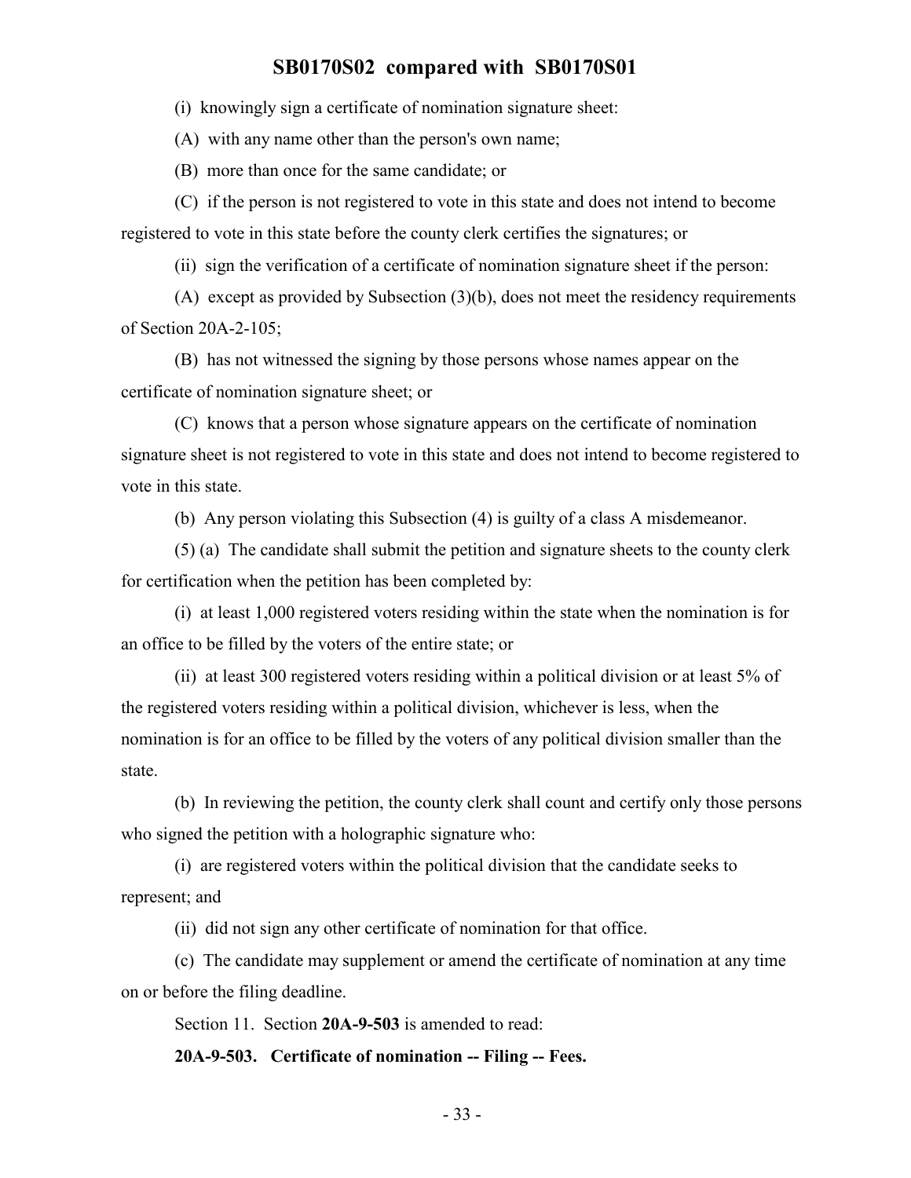(i) knowingly sign a certificate of nomination signature sheet:

(A) with any name other than the person's own name;

(B) more than once for the same candidate; or

(C) if the person is not registered to vote in this state and does not intend to become registered to vote in this state before the county clerk certifies the signatures; or

(ii) sign the verification of a certificate of nomination signature sheet if the person:

(A) except as provided by Subsection (3)(b), does not meet the residency requirements of Section 20A-2-105;

(B) has not witnessed the signing by those persons whose names appear on the certificate of nomination signature sheet; or

(C) knows that a person whose signature appears on the certificate of nomination signature sheet is not registered to vote in this state and does not intend to become registered to vote in this state.

(b) Any person violating this Subsection (4) is guilty of a class A misdemeanor.

(5) (a) The candidate shall submit the petition and signature sheets to the county clerk for certification when the petition has been completed by:

(i) at least 1,000 registered voters residing within the state when the nomination is for an office to be filled by the voters of the entire state; or

(ii) at least 300 registered voters residing within a political division or at least 5% of the registered voters residing within a political division, whichever is less, when the nomination is for an office to be filled by the voters of any political division smaller than the state.

(b) In reviewing the petition, the county clerk shall count and certify only those persons who signed the petition with a holographic signature who:

(i) are registered voters within the political division that the candidate seeks to represent; and

(ii) did not sign any other certificate of nomination for that office.

(c) The candidate may supplement or amend the certificate of nomination at any time on or before the filing deadline.

Section 11. Section **20A-9-503** is amended to read:

**20A-9-503. Certificate of nomination -- Filing -- Fees.**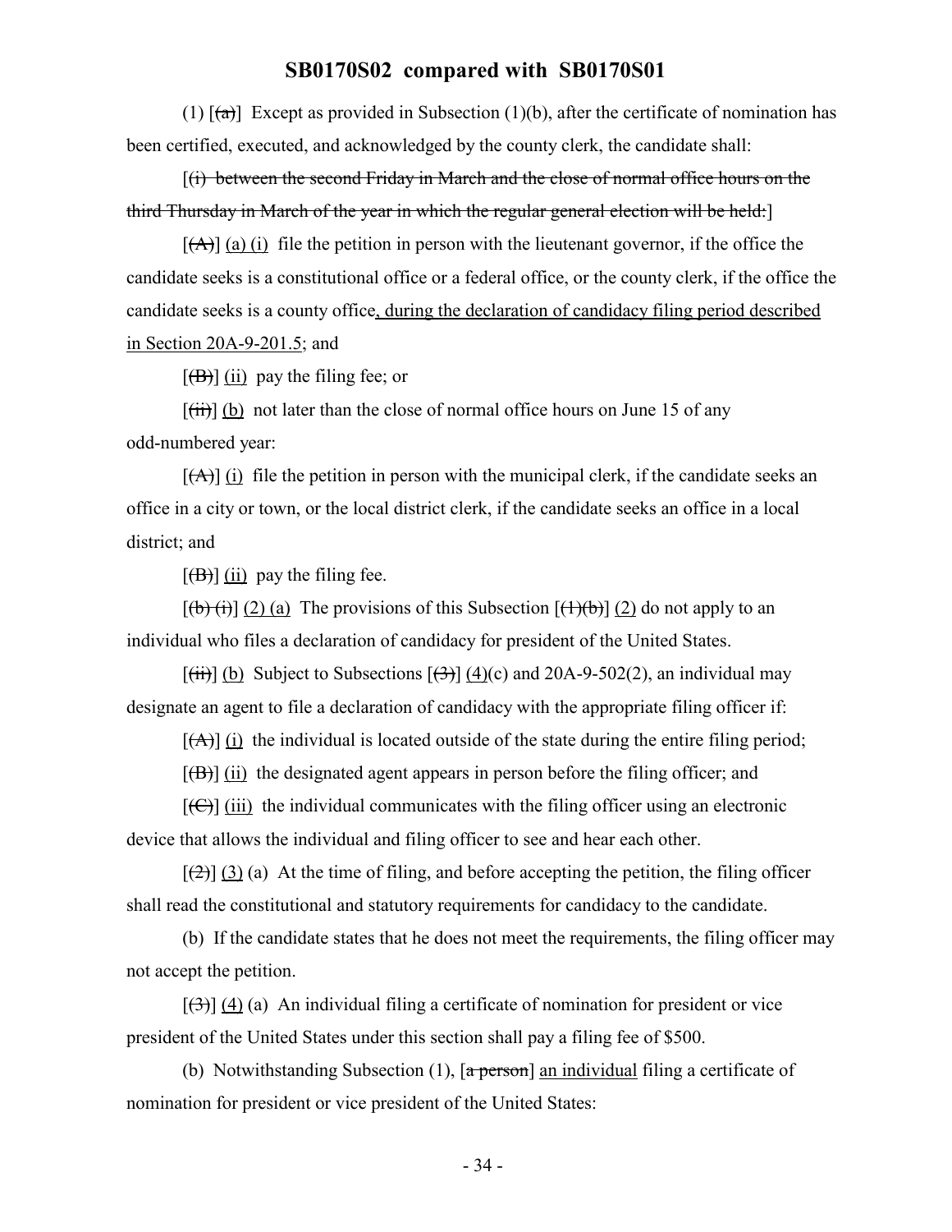(1) [~~(a)~~] Except as provided in Subsection (1)(b), after the certificate of nomination has been certified, executed, and acknowledged by the county clerk, the candidate shall:

[~~(i) between the second Friday in March and the close of normal office hours on the third Thursday in March of the year in which the regular general election will be held:~~]

[~~(A)~~] (a) (i) file the petition in person with the lieutenant governor, if the office the candidate seeks is a constitutional office or a federal office, or the county clerk, if the office the candidate seeks is a county office, during the declaration of candidacy filing period described in Section 20A-9-201.5; and

[~~(B)~~] (ii) pay the filing fee; or

[~~(ii)~~] (b) not later than the close of normal office hours on June 15 of any odd-numbered year:

[~~(A)~~] (i) file the petition in person with the municipal clerk, if the candidate seeks an office in a city or town, or the local district clerk, if the candidate seeks an office in a local district; and

[~~(B)~~] (ii) pay the filing fee.

[~~(b) (i)~~] (2) (a) The provisions of this Subsection [~~(1)(b)~~] (2) do not apply to an individual who files a declaration of candidacy for president of the United States.

[~~(ii)~~] (b) Subject to Subsections [~~(3)~~] (4)(c) and 20A-9-502(2), an individual may designate an agent to file a declaration of candidacy with the appropriate filing officer if:

[~~(A)~~] (i) the individual is located outside of the state during the entire filing period;

[~~(B)~~] (ii) the designated agent appears in person before the filing officer; and

[~~(C)~~] (iii) the individual communicates with the filing officer using an electronic device that allows the individual and filing officer to see and hear each other.

[~~(2)~~] (3) (a) At the time of filing, and before accepting the petition, the filing officer shall read the constitutional and statutory requirements for candidacy to the candidate.

(b) If the candidate states that he does not meet the requirements, the filing officer may not accept the petition.

[~~(3)~~] (4) (a) An individual filing a certificate of nomination for president or vice president of the United States under this section shall pay a filing fee of $500.

(b) Notwithstanding Subsection (1), [~~a person~~] an individual filing a certificate of nomination for president or vice president of the United States: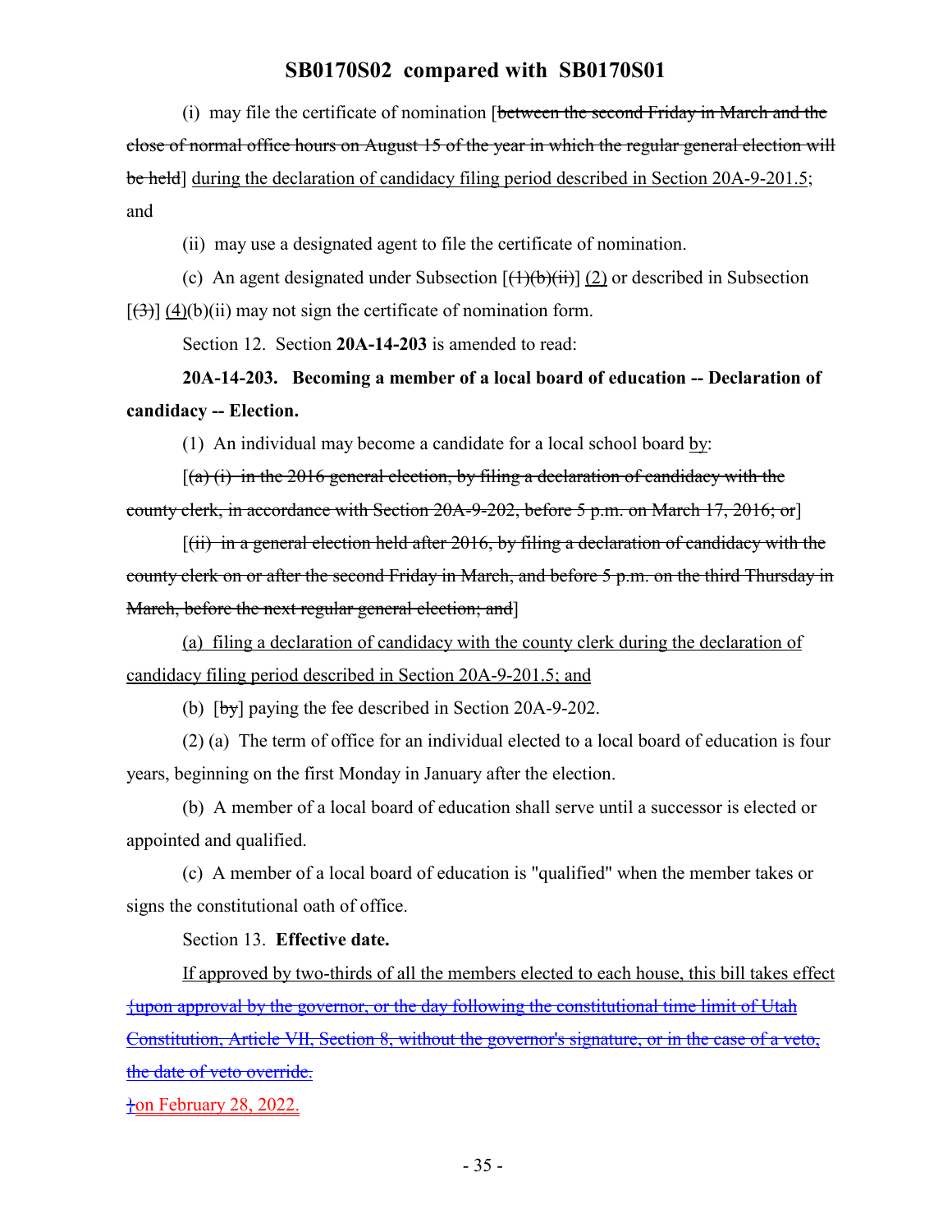(i) may file the certificate of nomination [~~between the second Friday in March and the close of normal office hours on August 15 of the year in which the regular general election will be held~~] during the declaration of candidacy filing period described in Section 20A-9-201.5; and

(ii) may use a designated agent to file the certificate of nomination.

(c) An agent designated under Subsection [~~(1)(b)(ii)~~] (2) or described in Subsection [~~(3)~~] (4)(b)(ii) may not sign the certificate of nomination form.

Section 12. Section **20A-14-203** is amended to read:

**20A-14-203. Becoming a member of a local board of education -- Declaration of candidacy -- Election.**

(1) An individual may become a candidate for a local school board by:

[~~(a) (i) in the 2016 general election, by filing a declaration of candidacy with the county clerk, in accordance with Section 20A-9-202, before 5 p.m. on March 17, 2016; or~~]

[~~(ii) in a general election held after 2016, by filing a declaration of candidacy with the county clerk on or after the second Friday in March, and before 5 p.m. on the third Thursday in March, before the next regular general election; and~~]

(a) filing a declaration of candidacy with the county clerk during the declaration of candidacy filing period described in Section 20A-9-201.5; and

(b) [~~by~~] paying the fee described in Section 20A-9-202.

(2) (a) The term of office for an individual elected to a local board of education is four years, beginning on the first Monday in January after the election.

(b) A member of a local board of education shall serve until a successor is elected or appointed and qualified.

(c) A member of a local board of education is "qualified" when the member takes or signs the constitutional oath of office.

Section 13. **Effective date.**

If approved by two-thirds of all the members elected to each house, this bill takes effect ~~{upon approval by the governor, or the day following the constitutional time limit of Utah Constitution, Article VII, Section 8, without the governor's signature, or in the case of a veto, the date of veto override.~~

~~}~~on February 28, 2022.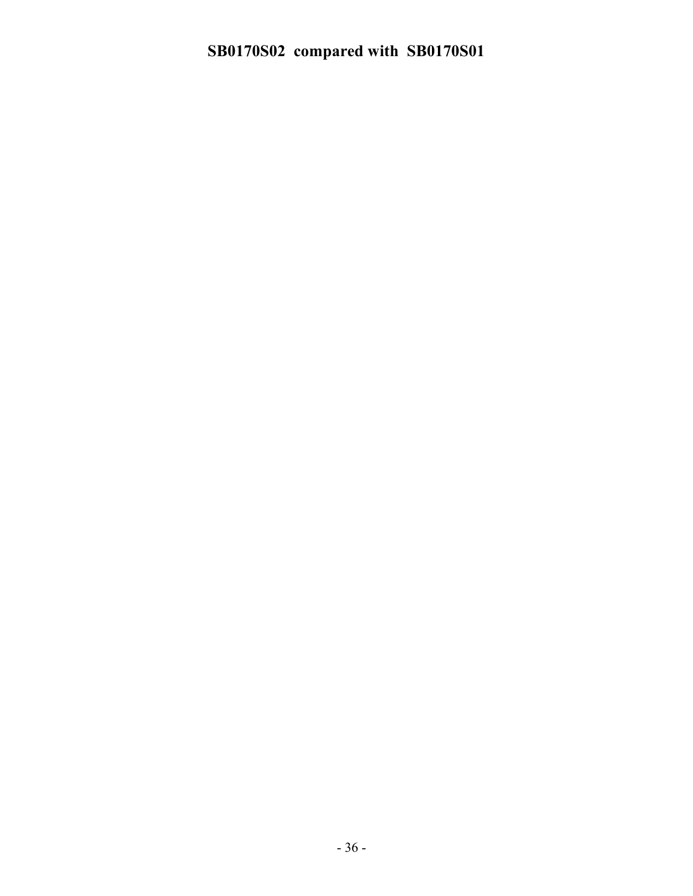# SB0170S02 compared with SB0170S01